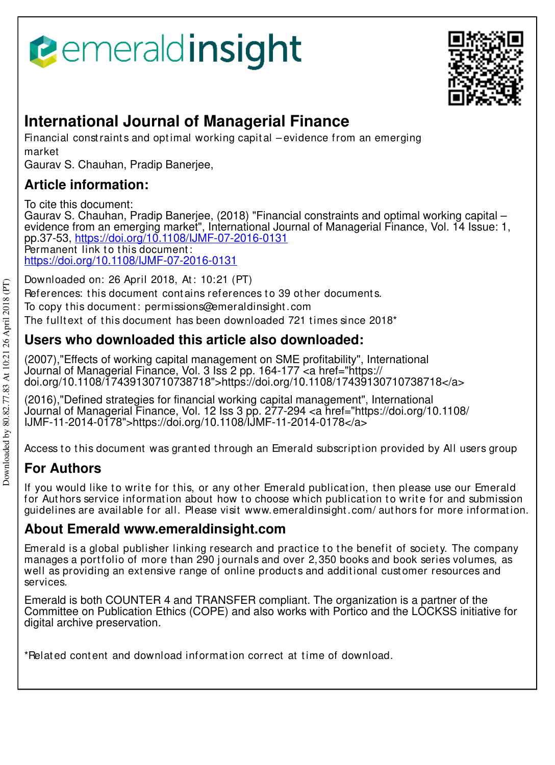emeraldinsight

# International Journal of Managerial Finance

Financial constraints and optimal working capital – evidence from an emerging market

Gaurav S. Chauhan, Pradip Banerjee,

## Article information:

To cite this document:
Gaurav S. Chauhan, Pradip Banerjee, (2018) "Financial constraints and optimal working capital – evidence from an emerging market", International Journal of Managerial Finance, Vol. 14 Issue: 1, pp.37-53, https://doi.org/10.1108/IJMF-07-2016-0131

Permanent link to this document:
https://doi.org/10.1108/IJMF-07-2016-0131

Downloaded on: 26 April 2018, At: 10:21 (PT)

References: this document contains references to 39 other documents.

To copy this document: permissions@emeraldinsight.com

The fulltext of this document has been downloaded 721 times since 2018*

## Users who downloaded this article also downloaded:

(2007),"Effects of working capital management on SME profitability", International Journal of Managerial Finance, Vol. 3 Iss 2 pp. 164-177 <a href="https://doi.org/10.1108/17439130710738718">https://doi.org/10.1108/17439130710738718</a>

(2016),"Defined strategies for financial working capital management", International Journal of Managerial Finance, Vol. 12 Iss 3 pp. 277-294 <a href="https://doi.org/10.1108/IJMF-11-2014-0178">https://doi.org/10.1108/IJMF-11-2014-0178</a>

Access to this document was granted through an Emerald subscription provided by All users group

## For Authors

If you would like to write for this, or any other Emerald publication, then please use our Emerald for Authors service information about how to choose which publication to write for and submission guidelines are available for all. Please visit www.emeraldinsight.com/authors for more information.

## About Emerald www.emeraldinsight.com

Emerald is a global publisher linking research and practice to the benefit of society. The company manages a portfolio of more than 290 journals and over 2,350 books and book series volumes, as well as providing an extensive range of online products and additional customer resources and services.

Emerald is both COUNTER 4 and TRANSFER compliant. The organization is a partner of the Committee on Publication Ethics (COPE) and also works with Portico and the LOCKSS initiative for digital archive preservation.

*Related content and download information correct at time of download.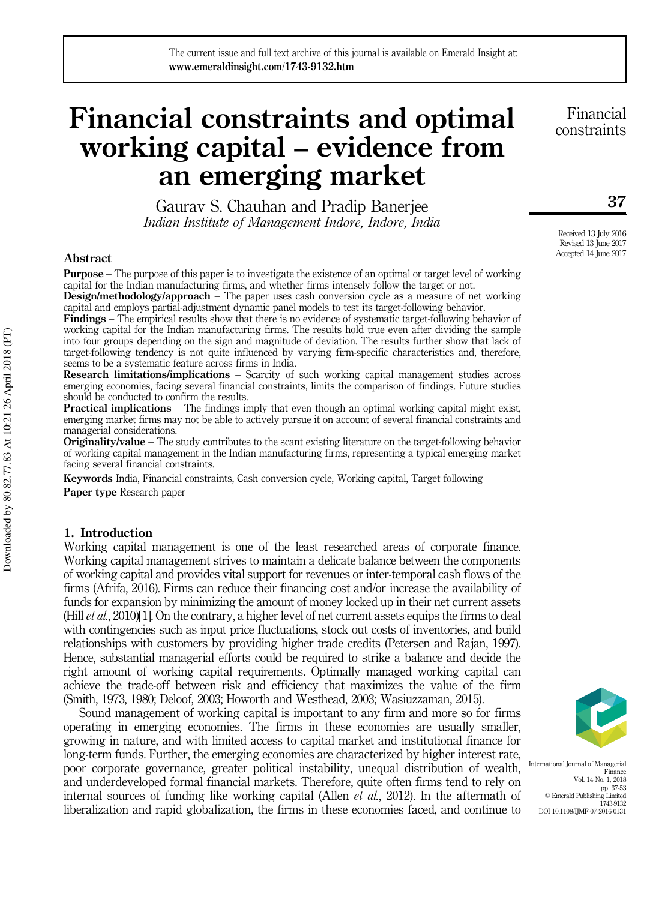# Financial constraints and optimal working capital – evidence from an emerging market

Gaurav S. Chauhan and Pradip Banerjee
*Indian Institute of Management Indore, Indore, India*

Received 13 July 2016
Revised 13 June 2017
Accepted 14 June 2017

## Abstract

**Purpose** – The purpose of this paper is to investigate the existence of an optimal or target level of working capital for the Indian manufacturing firms, and whether firms intensely follow the target or not.

**Design/methodology/approach** – The paper uses cash conversion cycle as a measure of net working capital and employs partial-adjustment dynamic panel models to test its target-following behavior.

**Findings** – The empirical results show that there is no evidence of systematic target-following behavior of working capital for the Indian manufacturing firms. The results hold true even after dividing the sample into four groups depending on the sign and magnitude of deviation. The results further show that lack of target-following tendency is not quite influenced by varying firm-specific characteristics and, therefore, seems to be a systematic feature across firms in India.

**Research limitations/implications** – Scarcity of such working capital management studies across emerging economies, facing several financial constraints, limits the comparison of findings. Future studies should be conducted to confirm the results.

**Practical implications** – The findings imply that even though an optimal working capital might exist, emerging market firms may not be able to actively pursue it on account of several financial constraints and managerial considerations.

**Originality/value** – The study contributes to the scant existing literature on the target-following behavior of working capital management in the Indian manufacturing firms, representing a typical emerging market facing several financial constraints.

**Keywords** India, Financial constraints, Cash conversion cycle, Working capital, Target following

**Paper type** Research paper

## 1. Introduction

Working capital management is one of the least researched areas of corporate finance. Working capital management strives to maintain a delicate balance between the components of working capital and provides vital support for revenues or inter-temporal cash flows of the firms (Afrifa, 2016). Firms can reduce their financing cost and/or increase the availability of funds for expansion by minimizing the amount of money locked up in their net current assets (Hill *et al.*, 2010)[1]. On the contrary, a higher level of net current assets equips the firms to deal with contingencies such as input price fluctuations, stock out costs of inventories, and build relationships with customers by providing higher trade credits (Petersen and Rajan, 1997). Hence, substantial managerial efforts could be required to strike a balance and decide the right amount of working capital requirements. Optimally managed working capital can achieve the trade-off between risk and efficiency that maximizes the value of the firm (Smith, 1973, 1980; Deloof, 2003; Howorth and Westhead, 2003; Wasiuzzaman, 2015).

Sound management of working capital is important to any firm and more so for firms operating in emerging economies. The firms in these economies are usually smaller, growing in nature, and with limited access to capital market and institutional finance for long-term funds. Further, the emerging economies are characterized by higher interest rate, poor corporate governance, greater political instability, unequal distribution of wealth, and underdeveloped formal financial markets. Therefore, quite often firms tend to rely on internal sources of funding like working capital (Allen *et al.*, 2012). In the aftermath of liberalization and rapid globalization, the firms in these economies faced, and continue to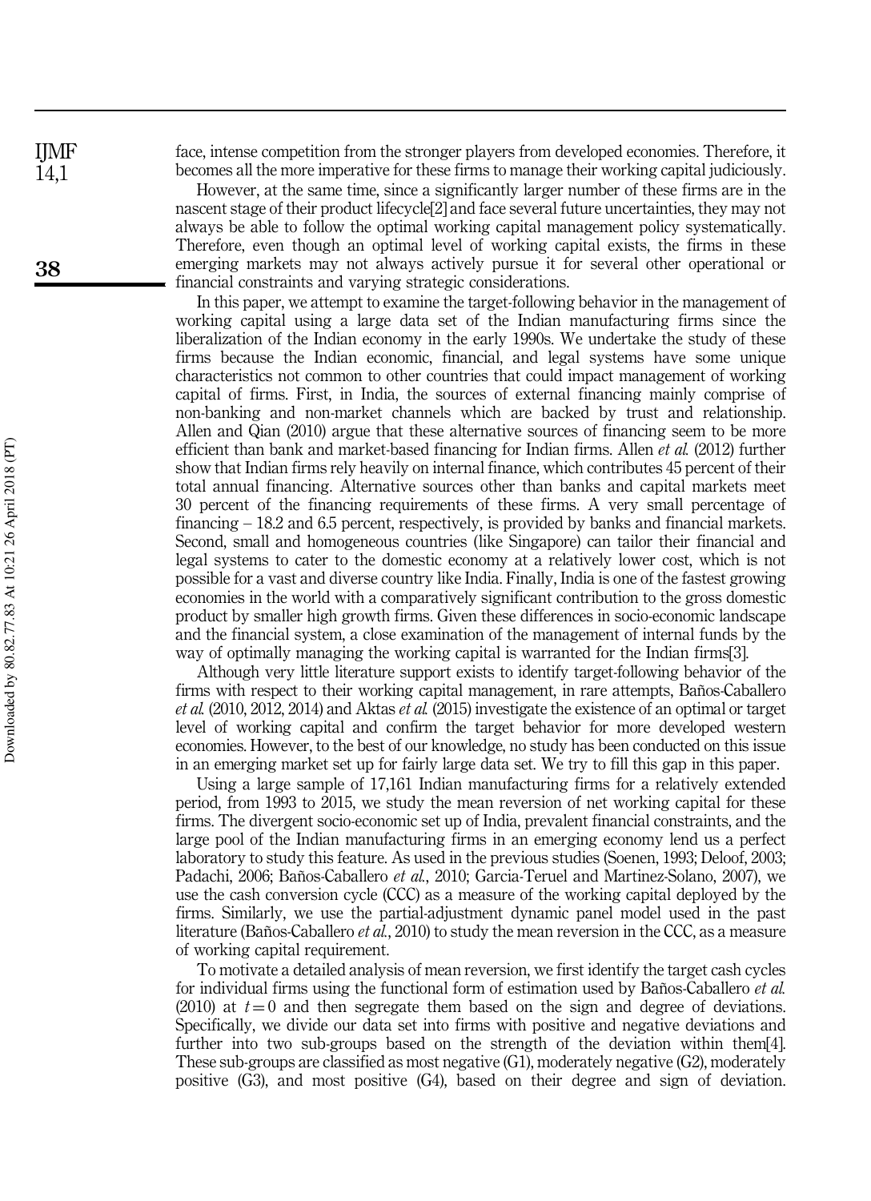face, intense competition from the stronger players from developed economies. Therefore, it becomes all the more imperative for these firms to manage their working capital judiciously.

However, at the same time, since a significantly larger number of these firms are in the nascent stage of their product lifecycle[2] and face several future uncertainties, they may not always be able to follow the optimal working capital management policy systematically. Therefore, even though an optimal level of working capital exists, the firms in these emerging markets may not always actively pursue it for several other operational or financial constraints and varying strategic considerations.

In this paper, we attempt to examine the target-following behavior in the management of working capital using a large data set of the Indian manufacturing firms since the liberalization of the Indian economy in the early 1990s. We undertake the study of these firms because the Indian economic, financial, and legal systems have some unique characteristics not common to other countries that could impact management of working capital of firms. First, in India, the sources of external financing mainly comprise of non-banking and non-market channels which are backed by trust and relationship. Allen and Qian (2010) argue that these alternative sources of financing seem to be more efficient than bank and market-based financing for Indian firms. Allen *et al.* (2012) further show that Indian firms rely heavily on internal finance, which contributes 45 percent of their total annual financing. Alternative sources other than banks and capital markets meet 30 percent of the financing requirements of these firms. A very small percentage of financing – 18.2 and 6.5 percent, respectively, is provided by banks and financial markets. Second, small and homogeneous countries (like Singapore) can tailor their financial and legal systems to cater to the domestic economy at a relatively lower cost, which is not possible for a vast and diverse country like India. Finally, India is one of the fastest growing economies in the world with a comparatively significant contribution to the gross domestic product by smaller high growth firms. Given these differences in socio-economic landscape and the financial system, a close examination of the management of internal funds by the way of optimally managing the working capital is warranted for the Indian firms[3].

Although very little literature support exists to identify target-following behavior of the firms with respect to their working capital management, in rare attempts, Baños-Caballero *et al.* (2010, 2012, 2014) and Aktas *et al.* (2015) investigate the existence of an optimal or target level of working capital and confirm the target behavior for more developed western economies. However, to the best of our knowledge, no study has been conducted on this issue in an emerging market set up for fairly large data set. We try to fill this gap in this paper.

Using a large sample of 17,161 Indian manufacturing firms for a relatively extended period, from 1993 to 2015, we study the mean reversion of net working capital for these firms. The divergent socio-economic set up of India, prevalent financial constraints, and the large pool of the Indian manufacturing firms in an emerging economy lend us a perfect laboratory to study this feature. As used in the previous studies (Soenen, 1993; Deloof, 2003; Padachi, 2006; Baños-Caballero *et al.*, 2010; Garcia-Teruel and Martinez-Solano, 2007), we use the cash conversion cycle (CCC) as a measure of the working capital deployed by the firms. Similarly, we use the partial-adjustment dynamic panel model used in the past literature (Baños-Caballero *et al.*, 2010) to study the mean reversion in the CCC, as a measure of working capital requirement.

To motivate a detailed analysis of mean reversion, we first identify the target cash cycles for individual firms using the functional form of estimation used by Baños-Caballero *et al.* (2010) at $t = 0$ and then segregate them based on the sign and degree of deviations. Specifically, we divide our data set into firms with positive and negative deviations and further into two sub-groups based on the strength of the deviation within them[4]. These sub-groups are classified as most negative (G1), moderately negative (G2), moderately positive (G3), and most positive (G4), based on their degree and sign of deviation.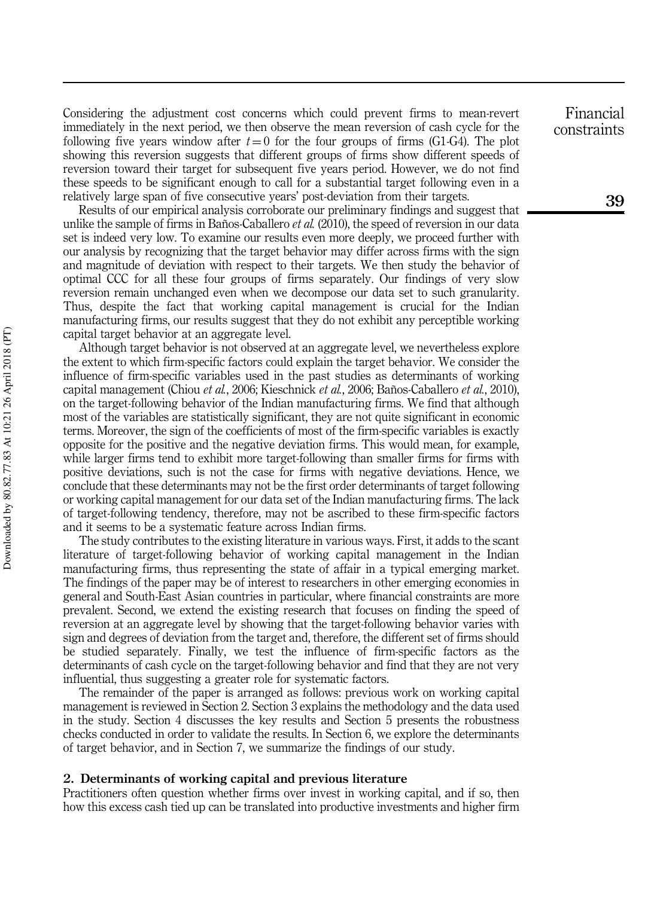Considering the adjustment cost concerns which could prevent firms to mean-revert immediately in the next period, we then observe the mean reversion of cash cycle for the following five years window after $t = 0$ for the four groups of firms (G1-G4). The plot showing this reversion suggests that different groups of firms show different speeds of reversion toward their target for subsequent five years period. However, we do not find these speeds to be significant enough to call for a substantial target following even in a relatively large span of five consecutive years' post-deviation from their targets.

Results of our empirical analysis corroborate our preliminary findings and suggest that unlike the sample of firms in Baños-Caballero *et al.* (2010), the speed of reversion in our data set is indeed very low. To examine our results even more deeply, we proceed further with our analysis by recognizing that the target behavior may differ across firms with the sign and magnitude of deviation with respect to their targets. We then study the behavior of optimal CCC for all these four groups of firms separately. Our findings of very slow reversion remain unchanged even when we decompose our data set to such granularity. Thus, despite the fact that working capital management is crucial for the Indian manufacturing firms, our results suggest that they do not exhibit any perceptible working capital target behavior at an aggregate level.

Although target behavior is not observed at an aggregate level, we nevertheless explore the extent to which firm-specific factors could explain the target behavior. We consider the influence of firm-specific variables used in the past studies as determinants of working capital management (Chiou *et al.*, 2006; Kieschnick *et al.*, 2006; Baños-Caballero *et al.*, 2010), on the target-following behavior of the Indian manufacturing firms. We find that although most of the variables are statistically significant, they are not quite significant in economic terms. Moreover, the sign of the coefficients of most of the firm-specific variables is exactly opposite for the positive and the negative deviation firms. This would mean, for example, while larger firms tend to exhibit more target-following than smaller firms for firms with positive deviations, such is not the case for firms with negative deviations. Hence, we conclude that these determinants may not be the first order determinants of target following or working capital management for our data set of the Indian manufacturing firms. The lack of target-following tendency, therefore, may not be ascribed to these firm-specific factors and it seems to be a systematic feature across Indian firms.

The study contributes to the existing literature in various ways. First, it adds to the scant literature of target-following behavior of working capital management in the Indian manufacturing firms, thus representing the state of affair in a typical emerging market. The findings of the paper may be of interest to researchers in other emerging economies in general and South-East Asian countries in particular, where financial constraints are more prevalent. Second, we extend the existing research that focuses on finding the speed of reversion at an aggregate level by showing that the target-following behavior varies with sign and degrees of deviation from the target and, therefore, the different set of firms should be studied separately. Finally, we test the influence of firm-specific factors as the determinants of cash cycle on the target-following behavior and find that they are not very influential, thus suggesting a greater role for systematic factors.

The remainder of the paper is arranged as follows: previous work on working capital management is reviewed in Section 2. Section 3 explains the methodology and the data used in the study. Section 4 discusses the key results and Section 5 presents the robustness checks conducted in order to validate the results. In Section 6, we explore the determinants of target behavior, and in Section 7, we summarize the findings of our study.

## 2. Determinants of working capital and previous literature

Practitioners often question whether firms over invest in working capital, and if so, then how this excess cash tied up can be translated into productive investments and higher firm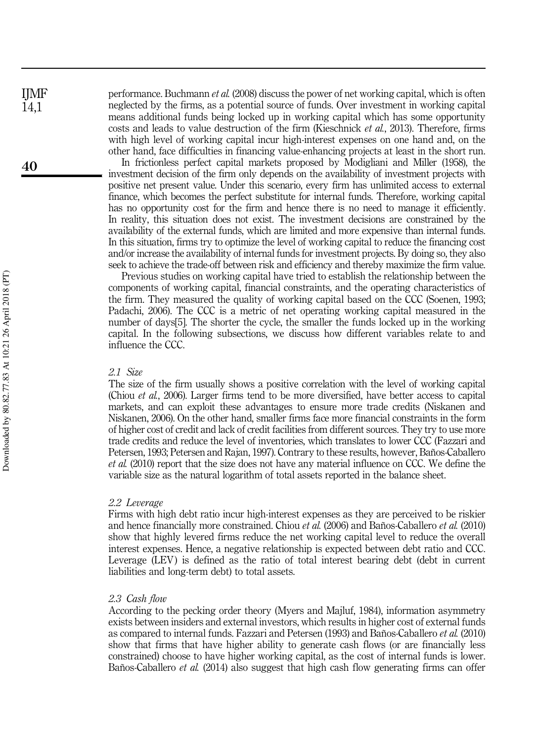performance. Buchmann *et al.* (2008) discuss the power of net working capital, which is often neglected by the firms, as a potential source of funds. Over investment in working capital means additional funds being locked up in working capital which has some opportunity costs and leads to value destruction of the firm (Kieschnick *et al.*, 2013). Therefore, firms with high level of working capital incur high-interest expenses on one hand and, on the other hand, face difficulties in financing value-enhancing projects at least in the short run.

In frictionless perfect capital markets proposed by Modigliani and Miller (1958), the investment decision of the firm only depends on the availability of investment projects with positive net present value. Under this scenario, every firm has unlimited access to external finance, which becomes the perfect substitute for internal funds. Therefore, working capital has no opportunity cost for the firm and hence there is no need to manage it efficiently. In reality, this situation does not exist. The investment decisions are constrained by the availability of the external funds, which are limited and more expensive than internal funds. In this situation, firms try to optimize the level of working capital to reduce the financing cost and/or increase the availability of internal funds for investment projects. By doing so, they also seek to achieve the trade-off between risk and efficiency and thereby maximize the firm value.

Previous studies on working capital have tried to establish the relationship between the components of working capital, financial constraints, and the operating characteristics of the firm. They measured the quality of working capital based on the CCC (Soenen, 1993; Padachi, 2006). The CCC is a metric of net operating working capital measured in the number of days[5]. The shorter the cycle, the smaller the funds locked up in the working capital. In the following subsections, we discuss how different variables relate to and influence the CCC.

### *2.1 Size*

The size of the firm usually shows a positive correlation with the level of working capital (Chiou *et al.*, 2006). Larger firms tend to be more diversified, have better access to capital markets, and can exploit these advantages to ensure more trade credits (Niskanen and Niskanen, 2006). On the other hand, smaller firms face more financial constraints in the form of higher cost of credit and lack of credit facilities from different sources. They try to use more trade credits and reduce the level of inventories, which translates to lower CCC (Fazzari and Petersen, 1993; Petersen and Rajan, 1997). Contrary to these results, however, Baños-Caballero *et al.* (2010) report that the size does not have any material influence on CCC. We define the variable size as the natural logarithm of total assets reported in the balance sheet.

### *2.2 Leverage*

Firms with high debt ratio incur high-interest expenses as they are perceived to be riskier and hence financially more constrained. Chiou *et al.* (2006) and Baños-Caballero *et al.* (2010) show that highly levered firms reduce the net working capital level to reduce the overall interest expenses. Hence, a negative relationship is expected between debt ratio and CCC. Leverage (LEV) is defined as the ratio of total interest bearing debt (debt in current liabilities and long-term debt) to total assets.

### *2.3 Cash flow*

According to the pecking order theory (Myers and Majluf, 1984), information asymmetry exists between insiders and external investors, which results in higher cost of external funds as compared to internal funds. Fazzari and Petersen (1993) and Baños-Caballero *et al.* (2010) show that firms that have higher ability to generate cash flows (or are financially less constrained) choose to have higher working capital, as the cost of internal funds is lower. Baños-Caballero *et al.* (2014) also suggest that high cash flow generating firms can offer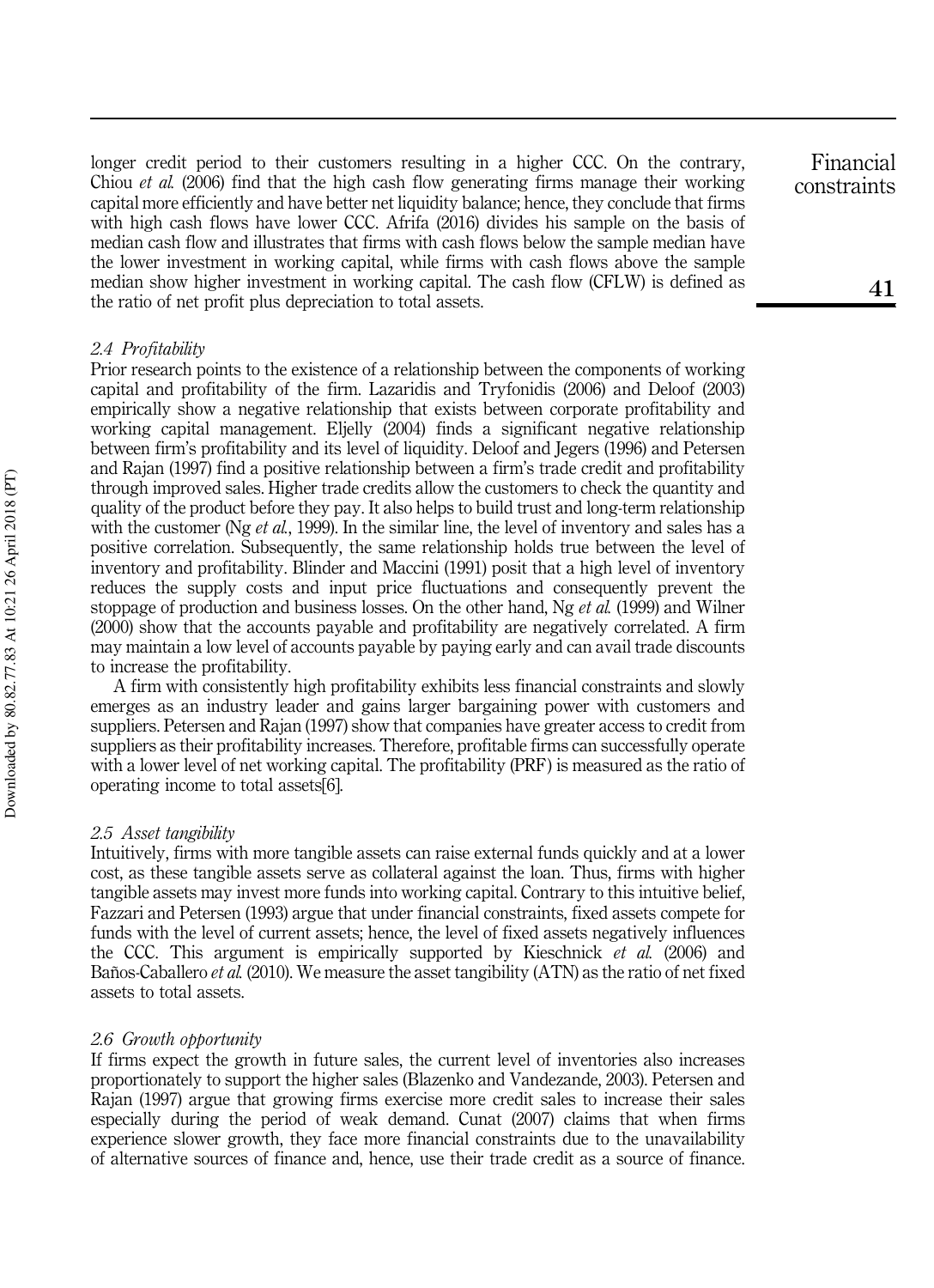longer credit period to their customers resulting in a higher CCC. On the contrary, Chiou *et al.* (2006) find that the high cash flow generating firms manage their working capital more efficiently and have better net liquidity balance; hence, they conclude that firms with high cash flows have lower CCC. Afrifa (2016) divides his sample on the basis of median cash flow and illustrates that firms with cash flows below the sample median have the lower investment in working capital, while firms with cash flows above the sample median show higher investment in working capital. The cash flow (CFLW) is defined as the ratio of net profit plus depreciation to total assets.

### *2.4 Profitability*

Prior research points to the existence of a relationship between the components of working capital and profitability of the firm. Lazaridis and Tryfonidis (2006) and Deloof (2003) empirically show a negative relationship that exists between corporate profitability and working capital management. Eljelly (2004) finds a significant negative relationship between firm's profitability and its level of liquidity. Deloof and Jegers (1996) and Petersen and Rajan (1997) find a positive relationship between a firm's trade credit and profitability through improved sales. Higher trade credits allow the customers to check the quantity and quality of the product before they pay. It also helps to build trust and long-term relationship with the customer (Ng *et al.*, 1999). In the similar line, the level of inventory and sales has a positive correlation. Subsequently, the same relationship holds true between the level of inventory and profitability. Blinder and Maccini (1991) posit that a high level of inventory reduces the supply costs and input price fluctuations and consequently prevent the stoppage of production and business losses. On the other hand, Ng *et al.* (1999) and Wilner (2000) show that the accounts payable and profitability are negatively correlated. A firm may maintain a low level of accounts payable by paying early and can avail trade discounts to increase the profitability.

A firm with consistently high profitability exhibits less financial constraints and slowly emerges as an industry leader and gains larger bargaining power with customers and suppliers. Petersen and Rajan (1997) show that companies have greater access to credit from suppliers as their profitability increases. Therefore, profitable firms can successfully operate with a lower level of net working capital. The profitability (PRF) is measured as the ratio of operating income to total assets[6].

### *2.5 Asset tangibility*

Intuitively, firms with more tangible assets can raise external funds quickly and at a lower cost, as these tangible assets serve as collateral against the loan. Thus, firms with higher tangible assets may invest more funds into working capital. Contrary to this intuitive belief, Fazzari and Petersen (1993) argue that under financial constraints, fixed assets compete for funds with the level of current assets; hence, the level of fixed assets negatively influences the CCC. This argument is empirically supported by Kieschnick *et al.* (2006) and Baños-Caballero *et al.* (2010). We measure the asset tangibility (ATN) as the ratio of net fixed assets to total assets.

### *2.6 Growth opportunity*

If firms expect the growth in future sales, the current level of inventories also increases proportionately to support the higher sales (Blazenko and Vandezande, 2003). Petersen and Rajan (1997) argue that growing firms exercise more credit sales to increase their sales especially during the period of weak demand. Cunat (2007) claims that when firms experience slower growth, they face more financial constraints due to the unavailability of alternative sources of finance and, hence, use their trade credit as a source of finance.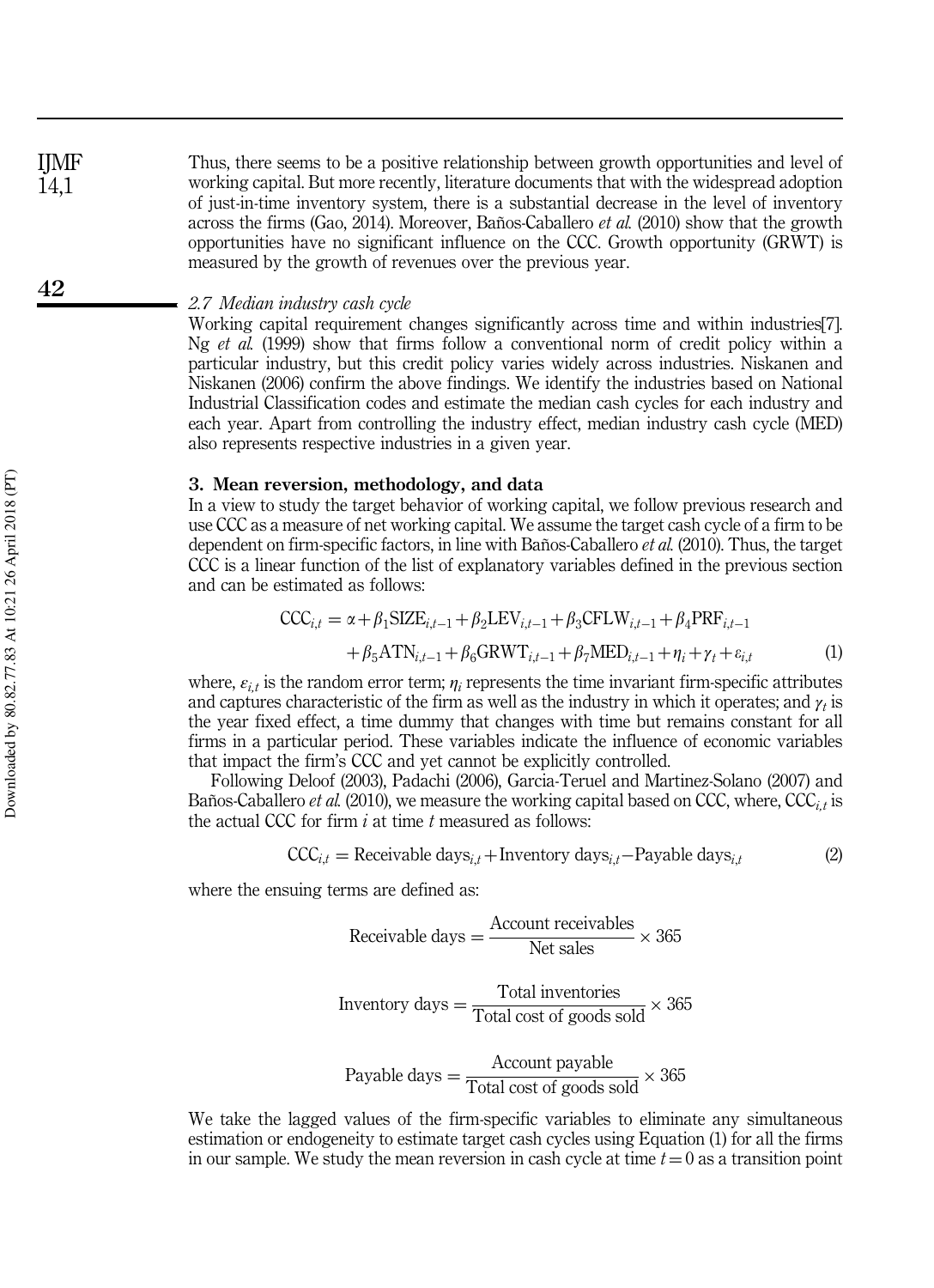Thus, there seems to be a positive relationship between growth opportunities and level of working capital. But more recently, literature documents that with the widespread adoption of just-in-time inventory system, there is a substantial decrease in the level of inventory across the firms (Gao, 2014). Moreover, Baños-Caballero *et al.* (2010) show that the growth opportunities have no significant influence on the CCC. Growth opportunity (GRWT) is measured by the growth of revenues over the previous year.

### *2.7 Median industry cash cycle*

Working capital requirement changes significantly across time and within industries[7]. Ng *et al.* (1999) show that firms follow a conventional norm of credit policy within a particular industry, but this credit policy varies widely across industries. Niskanen and Niskanen (2006) confirm the above findings. We identify the industries based on National Industrial Classification codes and estimate the median cash cycles for each industry and each year. Apart from controlling the industry effect, median industry cash cycle (MED) also represents respective industries in a given year.

## 3. Mean reversion, methodology, and data

In a view to study the target behavior of working capital, we follow previous research and use CCC as a measure of net working capital. We assume the target cash cycle of a firm to be dependent on firm-specific factors, in line with Baños-Caballero *et al.* (2010). Thus, the target CCC is a linear function of the list of explanatory variables defined in the previous section and can be estimated as follows:

$$\begin{aligned}\mathrm{CCC}_{i,t} = {} & \alpha + \beta_1 \mathrm{SIZE}_{i,t-1} + \beta_2 \mathrm{LEV}_{i,t-1} + \beta_3 \mathrm{CFLW}_{i,t-1} + \beta_4 \mathrm{PRF}_{i,t-1} \\ & + \beta_5 \mathrm{ATN}_{i,t-1} + \beta_6 \mathrm{GRWT}_{i,t-1} + \beta_7 \mathrm{MED}_{i,t-1} + \eta_i + \gamma_t + \varepsilon_{i,t} \end{aligned} \quad (1)$$

where, $\varepsilon_{i,t}$ is the random error term; $\eta_i$ represents the time invariant firm-specific attributes and captures characteristic of the firm as well as the industry in which it operates; and $\gamma_t$ is the year fixed effect, a time dummy that changes with time but remains constant for all firms in a particular period. These variables indicate the influence of economic variables that impact the firm's CCC and yet cannot be explicitly controlled.

Following Deloof (2003), Padachi (2006), Garcia-Teruel and Martinez-Solano (2007) and Baños-Caballero *et al.* (2010), we measure the working capital based on CCC, where, $\mathrm{CCC}_{i,t}$ is the actual CCC for firm $i$ at time $t$ measured as follows:

$$\mathrm{CCC}_{i,t} = \text{Receivable days}_{i,t} + \text{Inventory days}_{i,t} - \text{Payable days}_{i,t} \quad (2)$$

where the ensuing terms are defined as:

$$\text{Receivable days} = \frac{\text{Account receivables}}{\text{Net sales}} \times 365$$

$$\text{Inventory days} = \frac{\text{Total inventories}}{\text{Total cost of goods sold}} \times 365$$

$$\text{Payable days} = \frac{\text{Account payable}}{\text{Total cost of goods sold}} \times 365$$

We take the lagged values of the firm-specific variables to eliminate any simultaneous estimation or endogeneity to estimate target cash cycles using Equation (1) for all the firms in our sample. We study the mean reversion in cash cycle at time $t = 0$ as a transition point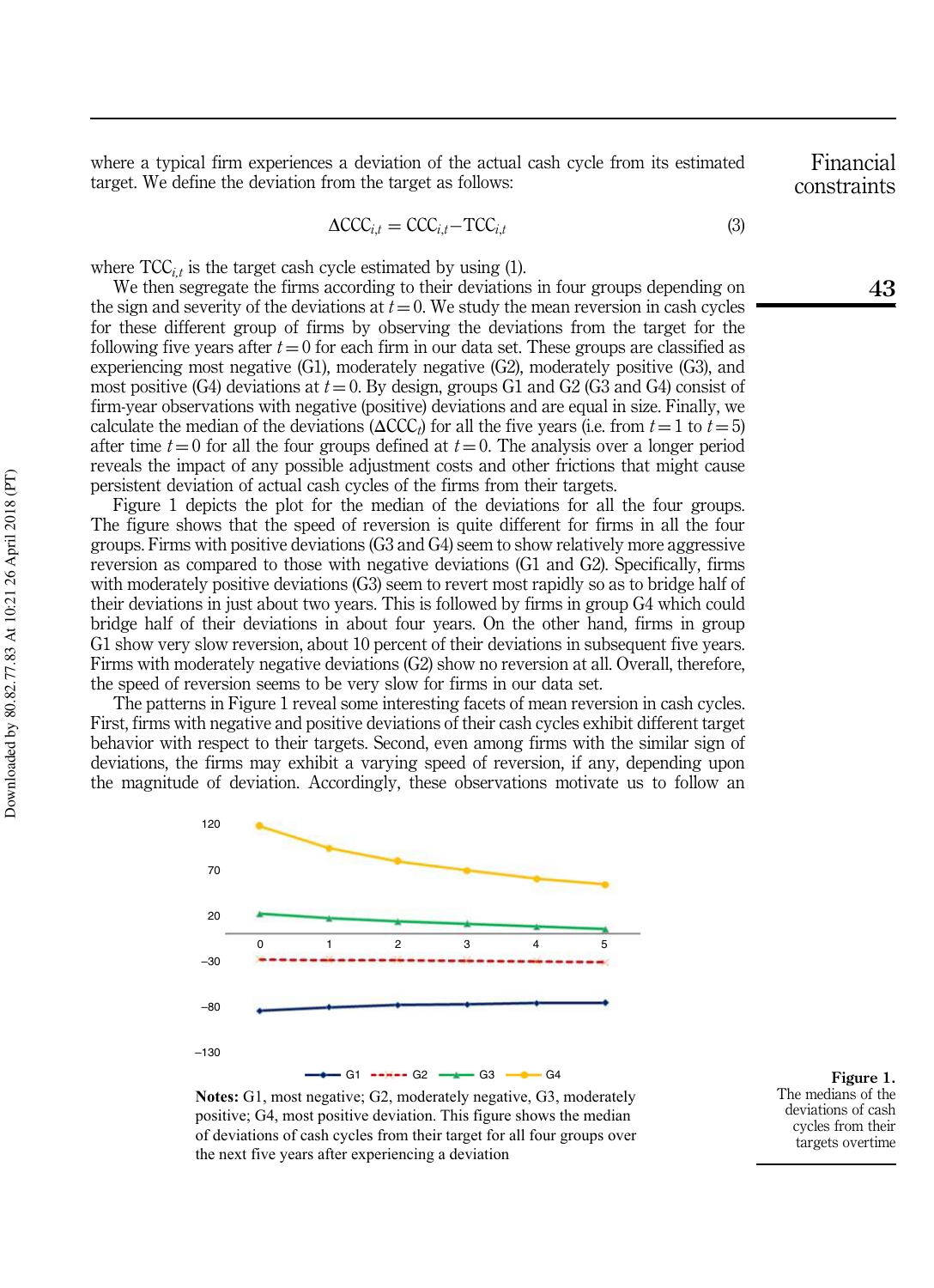where a typical firm experiences a deviation of the actual cash cycle from its estimated target. We define the deviation from the target as follows:

$$\Delta CCC_{i,t} = CCC_{i,t} - TCC_{i,t} \tag{3}$$

where $TCC_{i,t}$ is the target cash cycle estimated by using (1).

We then segregate the firms according to their deviations in four groups depending on the sign and severity of the deviations at $t = 0$. We study the mean reversion in cash cycles for these different group of firms by observing the deviations from the target for the following five years after $t = 0$ for each firm in our data set. These groups are classified as experiencing most negative (G1), moderately negative (G2), moderately positive (G3), and most positive (G4) deviations at $t = 0$. By design, groups G1 and G2 (G3 and G4) consist of firm-year observations with negative (positive) deviations and are equal in size. Finally, we calculate the median of the deviations ($\Delta CCC_i$) for all the five years (i.e. from $t = 1$ to $t = 5$) after time $t = 0$ for all the four groups defined at $t = 0$. The analysis over a longer period reveals the impact of any possible adjustment costs and other frictions that might cause persistent deviation of actual cash cycles of the firms from their targets.

Figure 1 depicts the plot for the median of the deviations for all the four groups. The figure shows that the speed of reversion is quite different for firms in all the four groups. Firms with positive deviations (G3 and G4) seem to show relatively more aggressive reversion as compared to those with negative deviations (G1 and G2). Specifically, firms with moderately positive deviations (G3) seem to revert most rapidly so as to bridge half of their deviations in just about two years. This is followed by firms in group G4 which could bridge half of their deviations in about four years. On the other hand, firms in group G1 show very slow reversion, about 10 percent of their deviations in subsequent five years. Firms with moderately negative deviations (G2) show no reversion at all. Overall, therefore, the speed of reversion seems to be very slow for firms in our data set.

The patterns in Figure 1 reveal some interesting facets of mean reversion in cash cycles. First, firms with negative and positive deviations of their cash cycles exhibit different target behavior with respect to their targets. Second, even among firms with the similar sign of deviations, the firms may exhibit a varying speed of reversion, if any, depending upon the magnitude of deviation. Accordingly, these observations motivate us to follow an

**Notes:** G1, most negative; G2, moderately negative, G3, moderately positive; G4, most positive deviation. This figure shows the median of deviations of cash cycles from their target for all four groups over the next five years after experiencing a deviation

**Figure 1.** The medians of the deviations of cash cycles from their targets overtime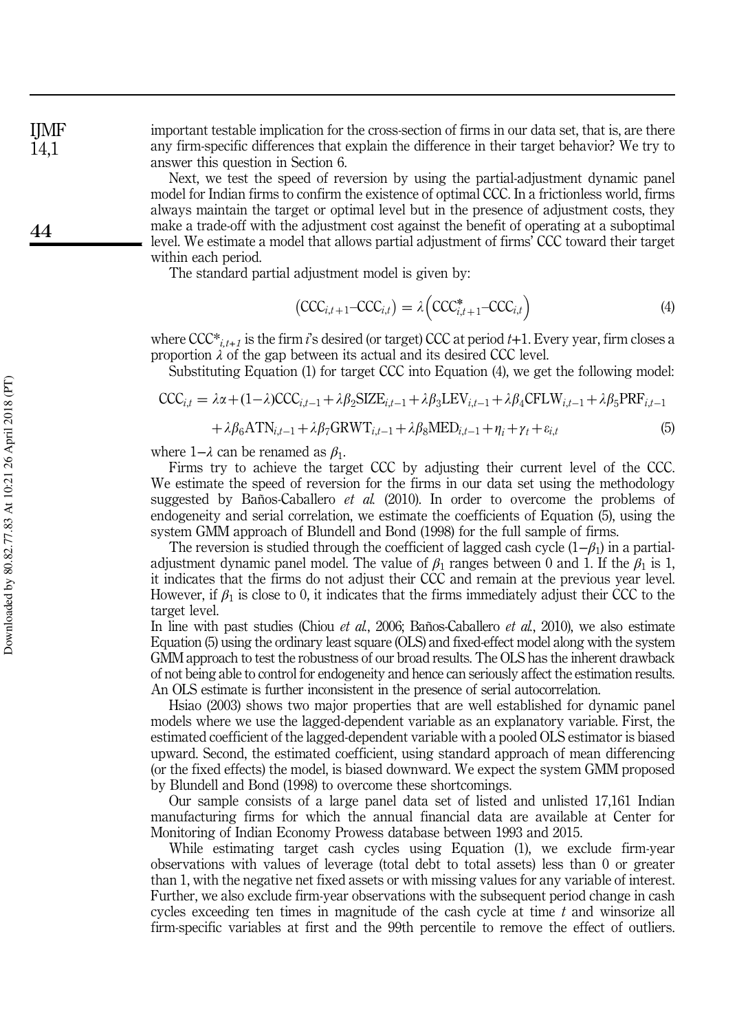important testable implication for the cross-section of firms in our data set, that is, are there any firm-specific differences that explain the difference in their target behavior? We try to answer this question in Section 6.

Next, we test the speed of reversion by using the partial-adjustment dynamic panel model for Indian firms to confirm the existence of optimal CCC. In a frictionless world, firms always maintain the target or optimal level but in the presence of adjustment costs, they make a trade-off with the adjustment cost against the benefit of operating at a suboptimal level. We estimate a model that allows partial adjustment of firms' CCC toward their target within each period.

The standard partial adjustment model is given by:

$$\left(\mathrm{CCC}_{i,t+1}-\mathrm{CCC}_{i,t}\right)=\lambda\left(\mathrm{CCC}^{*}_{i,t+1}-\mathrm{CCC}_{i,t}\right) \tag{4}$$

where $\mathrm{CCC}^{*}_{i,t+1}$ is the firm $i$'s desired (or target) CCC at period $t$+1. Every year, firm closes a proportion $\lambda$ of the gap between its actual and its desired CCC level.

Substituting Equation (1) for target CCC into Equation (4), we get the following model:

$$\begin{aligned}\mathrm{CCC}_{i,t} = {} & \lambda\alpha+(1-\lambda)\mathrm{CCC}_{i,t-1}+\lambda\beta_2\mathrm{SIZE}_{i,t-1}+\lambda\beta_3\mathrm{LEV}_{i,t-1}+\lambda\beta_4\mathrm{CFLW}_{i,t-1}+\lambda\beta_5\mathrm{PRF}_{i,t-1}\\ & +\lambda\beta_6\mathrm{ATN}_{i,t-1}+\lambda\beta_7\mathrm{GRWT}_{i,t-1}+\lambda\beta_8\mathrm{MED}_{i,t-1}+\eta_i+\gamma_t+\varepsilon_{i,t}\end{aligned} \tag{5}$$

where $1-\lambda$ can be renamed as $\beta_1$.

Firms try to achieve the target CCC by adjusting their current level of the CCC. We estimate the speed of reversion for the firms in our data set using the methodology suggested by Baños-Caballero *et al.* (2010). In order to overcome the problems of endogeneity and serial correlation, we estimate the coefficients of Equation (5), using the system GMM approach of Blundell and Bond (1998) for the full sample of firms.

The reversion is studied through the coefficient of lagged cash cycle $(1-\beta_1)$ in a partial-adjustment dynamic panel model. The value of $\beta_1$ ranges between 0 and 1. If the $\beta_1$ is 1, it indicates that the firms do not adjust their CCC and remain at the previous year level. However, if $\beta_1$ is close to 0, it indicates that the firms immediately adjust their CCC to the target level.

In line with past studies (Chiou *et al.*, 2006; Baños-Caballero *et al.*, 2010), we also estimate Equation (5) using the ordinary least square (OLS) and fixed-effect model along with the system GMM approach to test the robustness of our broad results. The OLS has the inherent drawback of not being able to control for endogeneity and hence can seriously affect the estimation results. An OLS estimate is further inconsistent in the presence of serial autocorrelation.

Hsiao (2003) shows two major properties that are well established for dynamic panel models where we use the lagged-dependent variable as an explanatory variable. First, the estimated coefficient of the lagged-dependent variable with a pooled OLS estimator is biased upward. Second, the estimated coefficient, using standard approach of mean differencing (or the fixed effects) the model, is biased downward. We expect the system GMM proposed by Blundell and Bond (1998) to overcome these shortcomings.

Our sample consists of a large panel data set of listed and unlisted 17,161 Indian manufacturing firms for which the annual financial data are available at Center for Monitoring of Indian Economy Prowess database between 1993 and 2015.

While estimating target cash cycles using Equation (1), we exclude firm-year observations with values of leverage (total debt to total assets) less than 0 or greater than 1, with the negative net fixed assets or with missing values for any variable of interest. Further, we also exclude firm-year observations with the subsequent period change in cash cycles exceeding ten times in magnitude of the cash cycle at time $t$ and winsorize all firm-specific variables at first and the 99th percentile to remove the effect of outliers.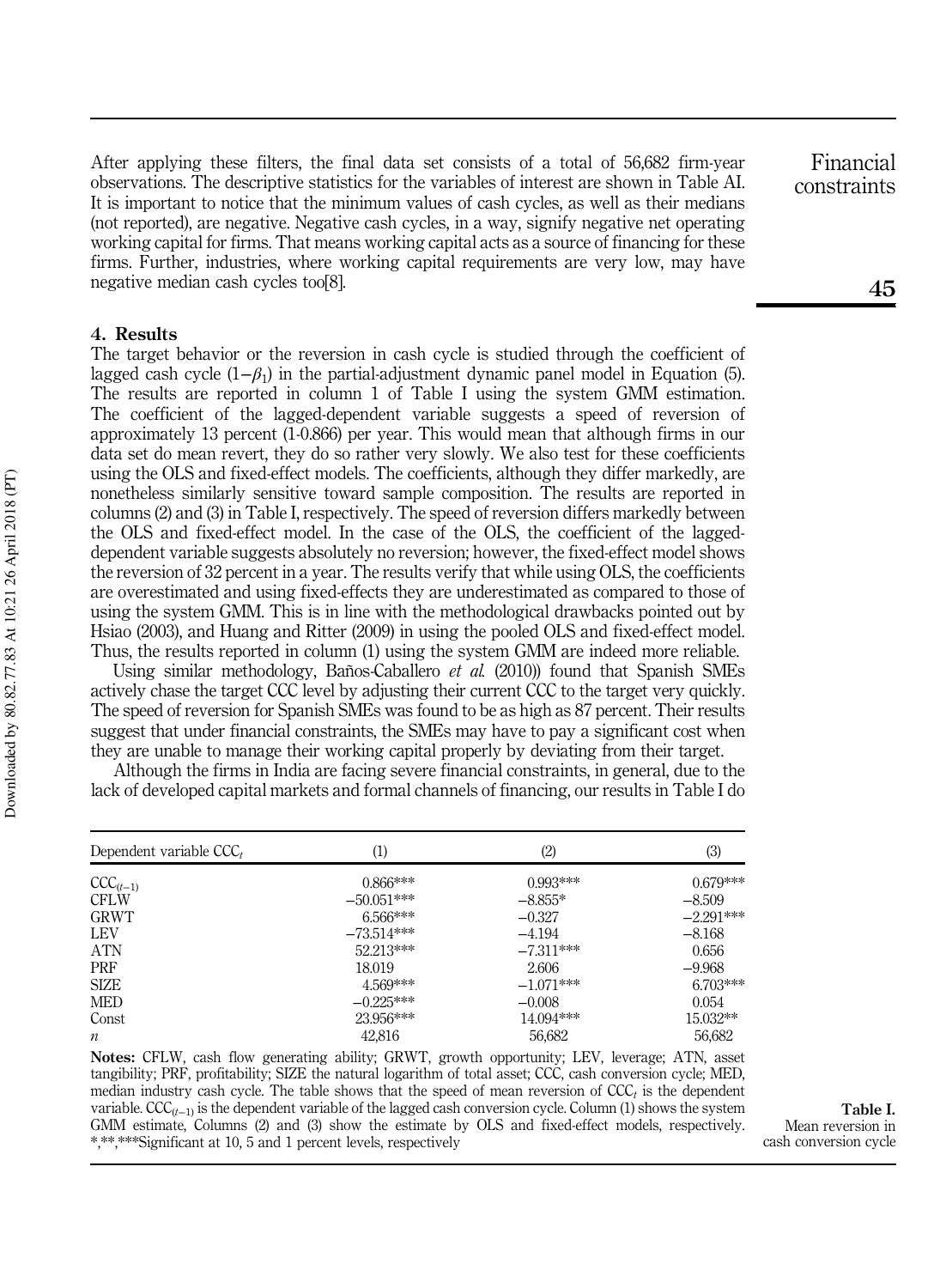After applying these filters, the final data set consists of a total of 56,682 firm-year observations. The descriptive statistics for the variables of interest are shown in Table AI. It is important to notice that the minimum values of cash cycles, as well as their medians (not reported), are negative. Negative cash cycles, in a way, signify negative net operating working capital for firms. That means working capital acts as a source of financing for these firms. Further, industries, where working capital requirements are very low, may have negative median cash cycles too[8].

## 4. Results

The target behavior or the reversion in cash cycle is studied through the coefficient of lagged cash cycle $(1-\beta_1)$ in the partial-adjustment dynamic panel model in Equation (5). The results are reported in column 1 of Table I using the system GMM estimation. The coefficient of the lagged-dependent variable suggests a speed of reversion of approximately 13 percent (1-0.866) per year. This would mean that although firms in our data set do mean revert, they do so rather very slowly. We also test for these coefficients using the OLS and fixed-effect models. The coefficients, although they differ markedly, are nonetheless similarly sensitive toward sample composition. The results are reported in columns (2) and (3) in Table I, respectively. The speed of reversion differs markedly between the OLS and fixed-effect model. In the case of the OLS, the coefficient of the lagged-dependent variable suggests absolutely no reversion; however, the fixed-effect model shows the reversion of 32 percent in a year. The results verify that while using OLS, the coefficients are overestimated and using fixed-effects they are underestimated as compared to those of using the system GMM. This is in line with the methodological drawbacks pointed out by Hsiao (2003), and Huang and Ritter (2009) in using the pooled OLS and fixed-effect model. Thus, the results reported in column (1) using the system GMM are indeed more reliable.

Using similar methodology, Baños-Caballero *et al.* (2010)) found that Spanish SMEs actively chase the target CCC level by adjusting their current CCC to the target very quickly. The speed of reversion for Spanish SMEs was found to be as high as 87 percent. Their results suggest that under financial constraints, the SMEs may have to pay a significant cost when they are unable to manage their working capital properly by deviating from their target.

Although the firms in India are facing severe financial constraints, in general, due to the lack of developed capital markets and formal channels of financing, our results in Table I do

| Dependent variable $CCC_t$ | (1) | (2) | (3) |
|---|---|---|---|
| $CCC_{(t-1)}$ | 0.866*** | 0.993*** | 0.679*** |
| CFLW | −50.051*** | −8.855* | −8.509 |
| GRWT | 6.566*** | −0.327 | −2.291*** |
| LEV | −73.514*** | −4.194 | −8.168 |
| ATN | 52.213*** | −7.311*** | 0.656 |
| PRF | 18.019 | 2.606 | −9.968 |
| SIZE | 4.569*** | −1.071*** | 6.703*** |
| MED | −0.225*** | −0.008 | 0.054 |
| Const | 23.956*** | 14.094*** | 15.032** |
| $n$ | 42,816 | 56,682 | 56,682 |

**Notes:** CFLW, cash flow generating ability; GRWT, growth opportunity; LEV, leverage; ATN, asset tangibility; PRF, profitability; SIZE the natural logarithm of total asset; CCC, cash conversion cycle; MED, median industry cash cycle. The table shows that the speed of mean reversion of $CCC_t$ is the dependent variable. $CCC_{(t-1)}$ is the dependent variable of the lagged cash conversion cycle. Column (1) shows the system GMM estimate, Columns (2) and (3) show the estimate by OLS and fixed-effect models, respectively. *,**,***Significant at 10, 5 and 1 percent levels, respectively

**Table I.** Mean reversion in cash conversion cycle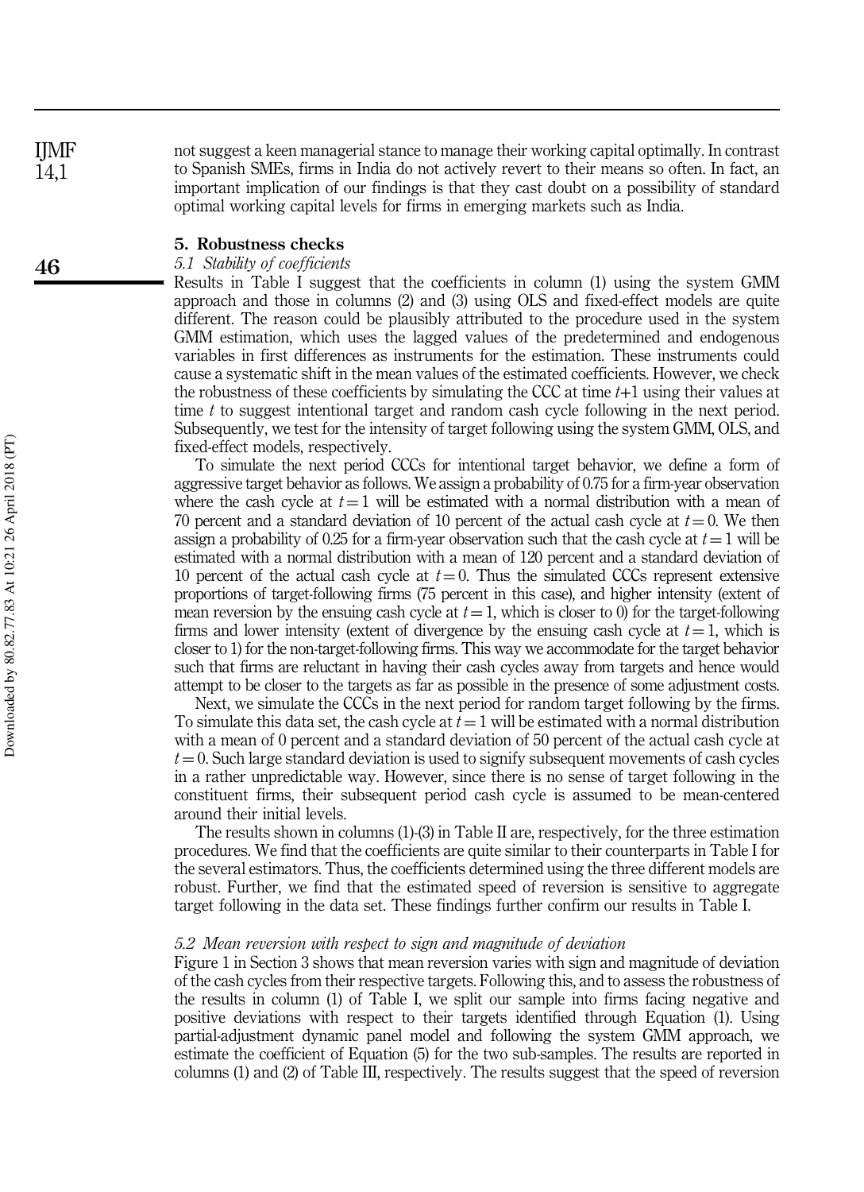not suggest a keen managerial stance to manage their working capital optimally. In contrast to Spanish SMEs, firms in India do not actively revert to their means so often. In fact, an important implication of our findings is that they cast doubt on a possibility of standard optimal working capital levels for firms in emerging markets such as India.

## 5. Robustness checks

### *5.1 Stability of coefficients*

Results in Table I suggest that the coefficients in column (1) using the system GMM approach and those in columns (2) and (3) using OLS and fixed-effect models are quite different. The reason could be plausibly attributed to the procedure used in the system GMM estimation, which uses the lagged values of the predetermined and endogenous variables in first differences as instruments for the estimation. These instruments could cause a systematic shift in the mean values of the estimated coefficients. However, we check the robustness of these coefficients by simulating the CCC at time $t$+1 using their values at time $t$ to suggest intentional target and random cash cycle following in the next period. Subsequently, we test for the intensity of target following using the system GMM, OLS, and fixed-effect models, respectively.

To simulate the next period CCCs for intentional target behavior, we define a form of aggressive target behavior as follows. We assign a probability of 0.75 for a firm-year observation where the cash cycle at $t = 1$ will be estimated with a normal distribution with a mean of 70 percent and a standard deviation of 10 percent of the actual cash cycle at $t = 0$. We then assign a probability of 0.25 for a firm-year observation such that the cash cycle at $t = 1$ will be estimated with a normal distribution with a mean of 120 percent and a standard deviation of 10 percent of the actual cash cycle at $t = 0$. Thus the simulated CCCs represent extensive proportions of target-following firms (75 percent in this case), and higher intensity (extent of mean reversion by the ensuing cash cycle at $t = 1$, which is closer to 0) for the target-following firms and lower intensity (extent of divergence by the ensuing cash cycle at $t = 1$, which is closer to 1) for the non-target-following firms. This way we accommodate for the target behavior such that firms are reluctant in having their cash cycles away from targets and hence would attempt to be closer to the targets as far as possible in the presence of some adjustment costs.

Next, we simulate the CCCs in the next period for random target following by the firms. To simulate this data set, the cash cycle at $t = 1$ will be estimated with a normal distribution with a mean of 0 percent and a standard deviation of 50 percent of the actual cash cycle at $t = 0$. Such large standard deviation is used to signify subsequent movements of cash cycles in a rather unpredictable way. However, since there is no sense of target following in the constituent firms, their subsequent period cash cycle is assumed to be mean-centered around their initial levels.

The results shown in columns (1)-(3) in Table II are, respectively, for the three estimation procedures. We find that the coefficients are quite similar to their counterparts in Table I for the several estimators. Thus, the coefficients determined using the three different models are robust. Further, we find that the estimated speed of reversion is sensitive to aggregate target following in the data set. These findings further confirm our results in Table I.

### *5.2 Mean reversion with respect to sign and magnitude of deviation*

Figure 1 in Section 3 shows that mean reversion varies with sign and magnitude of deviation of the cash cycles from their respective targets. Following this, and to assess the robustness of the results in column (1) of Table I, we split our sample into firms facing negative and positive deviations with respect to their targets identified through Equation (1). Using partial-adjustment dynamic panel model and following the system GMM approach, we estimate the coefficient of Equation (5) for the two sub-samples. The results are reported in columns (1) and (2) of Table III, respectively. The results suggest that the speed of reversion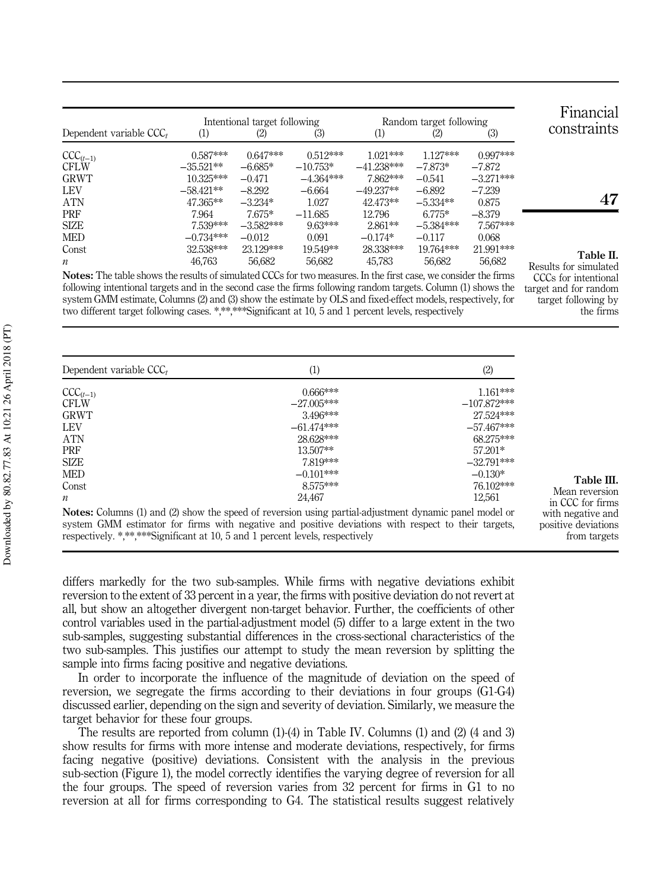| Dependent variable $CCC_t$ | Intentional target following (1) | (2) | (3) | Random target following (1) | (2) | (3) |
|---|---|---|---|---|---|---|
| $CCC_{(t-1)}$ | 0.587*** | 0.647*** | 0.512*** | 1.021*** | 1.127*** | 0.997*** |
| CFLW | −35.521** | −6.685* | −10.753* | −41.238*** | −7.873* | −7.872 |
| GRWT | 10.325*** | −0.471 | −4.364*** | 7.862*** | −0.541 | −3.271*** |
| LEV | −58.421** | −8.292 | −6.664 | −49.237** | −6.892 | −7.239 |
| ATN | 47.365** | −3.234* | 1.027 | 42.473** | −5.334** | 0.875 |
| PRF | 7.964 | 7.675* | −11.685 | 12.796 | 6.775* | −8.379 |
| SIZE | 7.539*** | −3.582*** | 9.63*** | 2.861** | −5.384*** | 7.567*** |
| MED | −0.734*** | −0.012 | 0.091 | −0.174* | −0.117 | 0.068 |
| Const | 32.538*** | 23.129*** | 19.549** | 28.338*** | 19.764*** | 21.991*** |
| $n$ | 46,763 | 56,682 | 56,682 | 45,783 | 56,682 | 56,682 |

**Notes:** The table shows the results of simulated CCCs for two measures. In the first case, we consider the firms following intentional targets and in the second case the firms following random targets. Column (1) shows the system GMM estimate, Columns (2) and (3) show the estimate by OLS and fixed-effect models, respectively, for two different target following cases. *,**,***Significant at 10, 5 and 1 percent levels, respectively

**Table II.** Results for simulated CCCs for intentional target and for random target following by the firms

| Dependent variable $CCC_t$ | (1) | (2) |
|---|---|---|
| $CCC_{(t-1)}$ | 0.666*** | 1.161*** |
| CFLW | −27.005*** | −107.872*** |
| GRWT | 3.496*** | 27.524*** |
| LEV | −61.474*** | −57.467*** |
| ATN | 28.628*** | 68.275*** |
| PRF | 13.507** | 57.201* |
| SIZE | 7.819*** | −32.791*** |
| MED | −0.101*** | −0.130* |
| Const | 8.575*** | 76.102*** |
| $n$ | 24,467 | 12,561 |

**Notes:** Columns (1) and (2) show the speed of reversion using partial-adjustment dynamic panel model or system GMM estimator for firms with negative and positive deviations with respect to their targets, respectively. *,**,***Significant at 10, 5 and 1 percent levels, respectively

**Table III.** Mean reversion in CCC for firms with negative and positive deviations from targets

differs markedly for the two sub-samples. While firms with negative deviations exhibit reversion to the extent of 33 percent in a year, the firms with positive deviation do not revert at all, but show an altogether divergent non-target behavior. Further, the coefficients of other control variables used in the partial-adjustment model (5) differ to a large extent in the two sub-samples, suggesting substantial differences in the cross-sectional characteristics of the two sub-samples. This justifies our attempt to study the mean reversion by splitting the sample into firms facing positive and negative deviations.

In order to incorporate the influence of the magnitude of deviation on the speed of reversion, we segregate the firms according to their deviations in four groups (G1-G4) discussed earlier, depending on the sign and severity of deviation. Similarly, we measure the target behavior for these four groups.

The results are reported from column (1)-(4) in Table IV. Columns (1) and (2) (4 and 3) show results for firms with more intense and moderate deviations, respectively, for firms facing negative (positive) deviations. Consistent with the analysis in the previous sub-section (Figure 1), the model correctly identifies the varying degree of reversion for all the four groups. The speed of reversion varies from 32 percent for firms in G1 to no reversion at all for firms corresponding to G4. The statistical results suggest relatively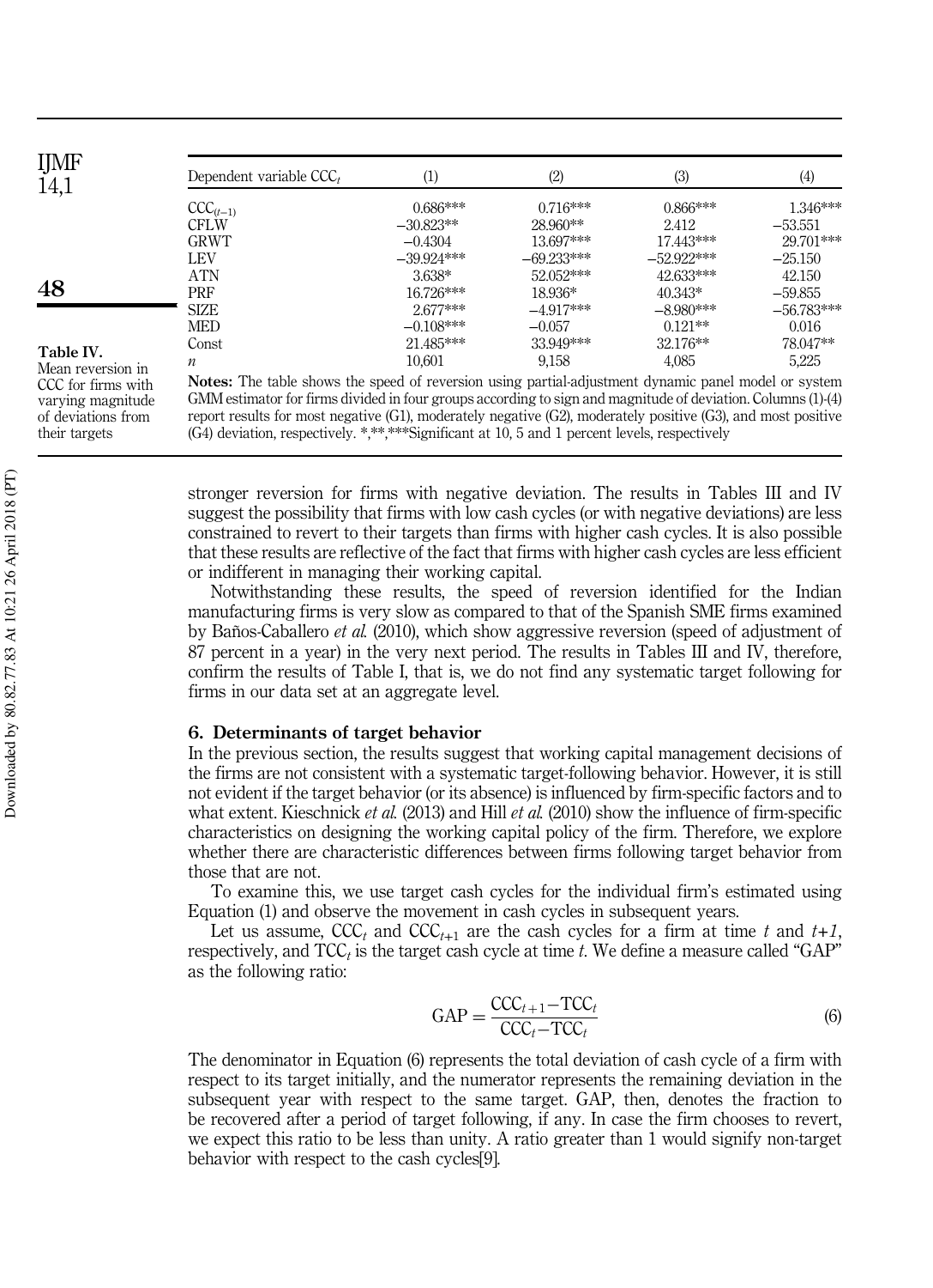**Table IV.** Mean reversion in CCC for firms with varying magnitude of deviations from their targets

| Dependent variable $CCC_t$ | (1) | (2) | (3) | (4) |
|---|---|---|---|---|
| $CCC_{(t-1)}$ | 0.686*** | 0.716*** | 0.866*** | 1.346*** |
| CFLW | −30.823** | 28.960** | 2.412 | −53.551 |
| GRWT | −0.4304 | 13.697*** | 17.443*** | 29.701*** |
| LEV | −39.924*** | −69.233*** | −52.922*** | −25.150 |
| ATN | 3.638* | 52.052*** | 42.633*** | 42.150 |
| PRF | 16.726*** | 18.936* | 40.343* | −59.855 |
| SIZE | 2.677*** | −4.917*** | −8.980*** | −56.783*** |
| MED | −0.108*** | −0.057 | 0.121** | 0.016 |
| Const | 21.485*** | 33.949*** | 32.176** | 78.047** |
| $n$ | 10,601 | 9,158 | 4,085 | 5,225 |

**Notes:** The table shows the speed of reversion using partial-adjustment dynamic panel model or system GMM estimator for firms divided in four groups according to sign and magnitude of deviation. Columns (1)-(4) report results for most negative (G1), moderately negative (G2), moderately positive (G3), and most positive (G4) deviation, respectively. *,**,***Significant at 10, 5 and 1 percent levels, respectively

stronger reversion for firms with negative deviation. The results in Tables III and IV suggest the possibility that firms with low cash cycles (or with negative deviations) are less constrained to revert to their targets than firms with higher cash cycles. It is also possible that these results are reflective of the fact that firms with higher cash cycles are less efficient or indifferent in managing their working capital.

Notwithstanding these results, the speed of reversion identified for the Indian manufacturing firms is very slow as compared to that of the Spanish SME firms examined by Baños-Caballero *et al.* (2010), which show aggressive reversion (speed of adjustment of 87 percent in a year) in the very next period. The results in Tables III and IV, therefore, confirm the results of Table I, that is, we do not find any systematic target following for firms in our data set at an aggregate level.

## 6. Determinants of target behavior

In the previous section, the results suggest that working capital management decisions of the firms are not consistent with a systematic target-following behavior. However, it is still not evident if the target behavior (or its absence) is influenced by firm-specific factors and to what extent. Kieschnick *et al.* (2013) and Hill *et al.* (2010) show the influence of firm-specific characteristics on designing the working capital policy of the firm. Therefore, we explore whether there are characteristic differences between firms following target behavior from those that are not.

To examine this, we use target cash cycles for the individual firm's estimated using Equation (1) and observe the movement in cash cycles in subsequent years.

Let us assume, $CCC_t$ and $CCC_{t+1}$ are the cash cycles for a firm at time $t$ and $t+1$, respectively, and $TCC_t$ is the target cash cycle at time $t$. We define a measure called "GAP" as the following ratio:

$$\text{GAP} = \frac{CCC_{t+1} - TCC_t}{CCC_t - TCC_t} \tag{6}$$

The denominator in Equation (6) represents the total deviation of cash cycle of a firm with respect to its target initially, and the numerator represents the remaining deviation in the subsequent year with respect to the same target. GAP, then, denotes the fraction to be recovered after a period of target following, if any. In case the firm chooses to revert, we expect this ratio to be less than unity. A ratio greater than 1 would signify non-target behavior with respect to the cash cycles[9].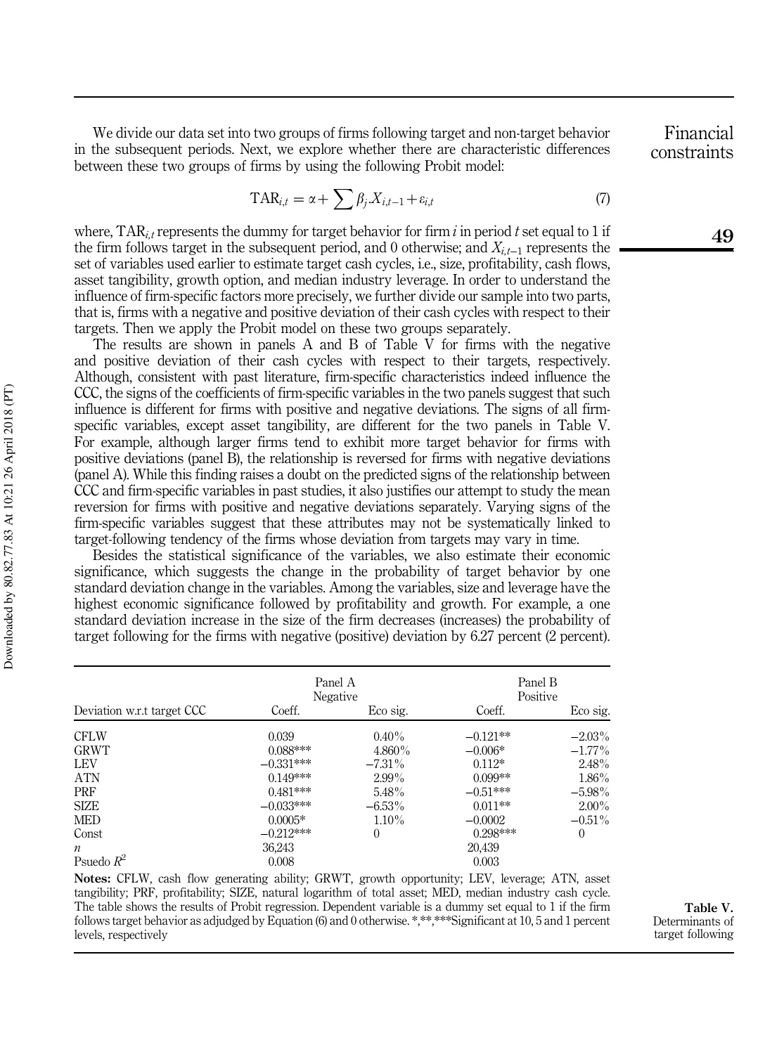We divide our data set into two groups of firms following target and non-target behavior in the subsequent periods. Next, we explore whether there are characteristic differences between these two groups of firms by using the following Probit model:

$$\mathrm{TAR}_{i,t} = \alpha + \sum \beta_j . X_{i,t-1} + \varepsilon_{i,t} \tag{7}$$

where, $\mathrm{TAR}_{i,t}$ represents the dummy for target behavior for firm $i$ in period $t$ set equal to 1 if the firm follows target in the subsequent period, and 0 otherwise; and $X_{i,t-1}$ represents the set of variables used earlier to estimate target cash cycles, i.e., size, profitability, cash flows, asset tangibility, growth option, and median industry leverage. In order to understand the influence of firm-specific factors more precisely, we further divide our sample into two parts, that is, firms with a negative and positive deviation of their cash cycles with respect to their targets. Then we apply the Probit model on these two groups separately.

The results are shown in panels A and B of Table V for firms with the negative and positive deviation of their cash cycles with respect to their targets, respectively. Although, consistent with past literature, firm-specific characteristics indeed influence the CCC, the signs of the coefficients of firm-specific variables in the two panels suggest that such influence is different for firms with positive and negative deviations. The signs of all firm-specific variables, except asset tangibility, are different for the two panels in Table V. For example, although larger firms tend to exhibit more target behavior for firms with positive deviations (panel B), the relationship is reversed for firms with negative deviations (panel A). While this finding raises a doubt on the predicted signs of the relationship between CCC and firm-specific variables in past studies, it also justifies our attempt to study the mean reversion for firms with positive and negative deviations separately. Varying signs of the firm-specific variables suggest that these attributes may not be systematically linked to target-following tendency of the firms whose deviation from targets may vary in time.

Besides the statistical significance of the variables, we also estimate their economic significance, which suggests the change in the probability of target behavior by one standard deviation change in the variables. Among the variables, size and leverage have the highest economic significance followed by profitability and growth. For example, a one standard deviation increase in the size of the firm decreases (increases) the probability of target following for the firms with negative (positive) deviation by 6.27 percent (2 percent).

| | Panel A Negative | | Panel B Positive | |
|---|---|---|---|---|
| Deviation w.r.t target CCC | Coeff. | Eco sig. | Coeff. | Eco sig. |
| CFLW | 0.039 | 0.40% | −0.121** | −2.03% |
| GRWT | 0.088*** | 4.860% | −0.006* | −1.77% |
| LEV | −0.331*** | −7.31% | 0.112* | 2.48% |
| ATN | 0.149*** | 2.99% | 0.099** | 1.86% |
| PRF | 0.481*** | 5.48% | −0.51*** | −5.98% |
| SIZE | −0.033*** | −6.53% | 0.011** | 2.00% |
| MED | 0.0005* | 1.10% | −0.0002 | −0.51% |
| Const | −0.212*** | 0 | 0.298*** | 0 |
| $n$ | 36,243 | | 20,439 | |
| Psuedo $R^2$ | 0.008 | | 0.003 | |

**Notes:** CFLW, cash flow generating ability; GRWT, growth opportunity; LEV, leverage; ATN, asset tangibility; PRF, profitability; SIZE, natural logarithm of total asset; MED, median industry cash cycle. The table shows the results of Probit regression. Dependent variable is a dummy set equal to 1 if the firm follows target behavior as adjudged by Equation (6) and 0 otherwise. *,**,***Significant at 10, 5 and 1 percent levels, respectively

**Table V.** Determinants of target following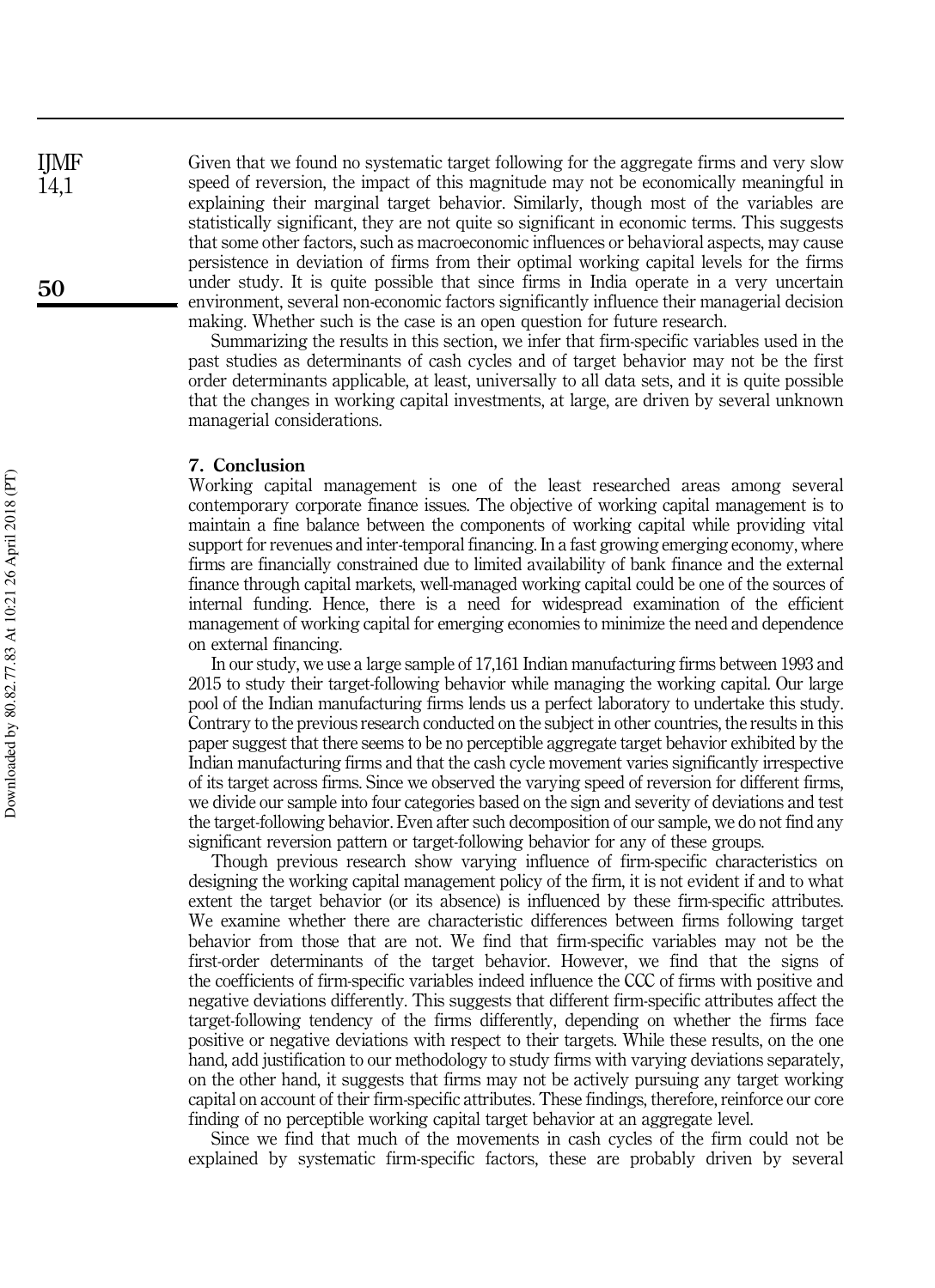Given that we found no systematic target following for the aggregate firms and very slow speed of reversion, the impact of this magnitude may not be economically meaningful in explaining their marginal target behavior. Similarly, though most of the variables are statistically significant, they are not quite so significant in economic terms. This suggests that some other factors, such as macroeconomic influences or behavioral aspects, may cause persistence in deviation of firms from their optimal working capital levels for the firms under study. It is quite possible that since firms in India operate in a very uncertain environment, several non-economic factors significantly influence their managerial decision making. Whether such is the case is an open question for future research.

Summarizing the results in this section, we infer that firm-specific variables used in the past studies as determinants of cash cycles and of target behavior may not be the first order determinants applicable, at least, universally to all data sets, and it is quite possible that the changes in working capital investments, at large, are driven by several unknown managerial considerations.

## 7. Conclusion

Working capital management is one of the least researched areas among several contemporary corporate finance issues. The objective of working capital management is to maintain a fine balance between the components of working capital while providing vital support for revenues and inter-temporal financing. In a fast growing emerging economy, where firms are financially constrained due to limited availability of bank finance and the external finance through capital markets, well-managed working capital could be one of the sources of internal funding. Hence, there is a need for widespread examination of the efficient management of working capital for emerging economies to minimize the need and dependence on external financing.

In our study, we use a large sample of 17,161 Indian manufacturing firms between 1993 and 2015 to study their target-following behavior while managing the working capital. Our large pool of the Indian manufacturing firms lends us a perfect laboratory to undertake this study. Contrary to the previous research conducted on the subject in other countries, the results in this paper suggest that there seems to be no perceptible aggregate target behavior exhibited by the Indian manufacturing firms and that the cash cycle movement varies significantly irrespective of its target across firms. Since we observed the varying speed of reversion for different firms, we divide our sample into four categories based on the sign and severity of deviations and test the target-following behavior. Even after such decomposition of our sample, we do not find any significant reversion pattern or target-following behavior for any of these groups.

Though previous research show varying influence of firm-specific characteristics on designing the working capital management policy of the firm, it is not evident if and to what extent the target behavior (or its absence) is influenced by these firm-specific attributes. We examine whether there are characteristic differences between firms following target behavior from those that are not. We find that firm-specific variables may not be the first-order determinants of the target behavior. However, we find that the signs of the coefficients of firm-specific variables indeed influence the CCC of firms with positive and negative deviations differently. This suggests that different firm-specific attributes affect the target-following tendency of the firms differently, depending on whether the firms face positive or negative deviations with respect to their targets. While these results, on the one hand, add justification to our methodology to study firms with varying deviations separately, on the other hand, it suggests that firms may not be actively pursuing any target working capital on account of their firm-specific attributes. These findings, therefore, reinforce our core finding of no perceptible working capital target behavior at an aggregate level.

Since we find that much of the movements in cash cycles of the firm could not be explained by systematic firm-specific factors, these are probably driven by several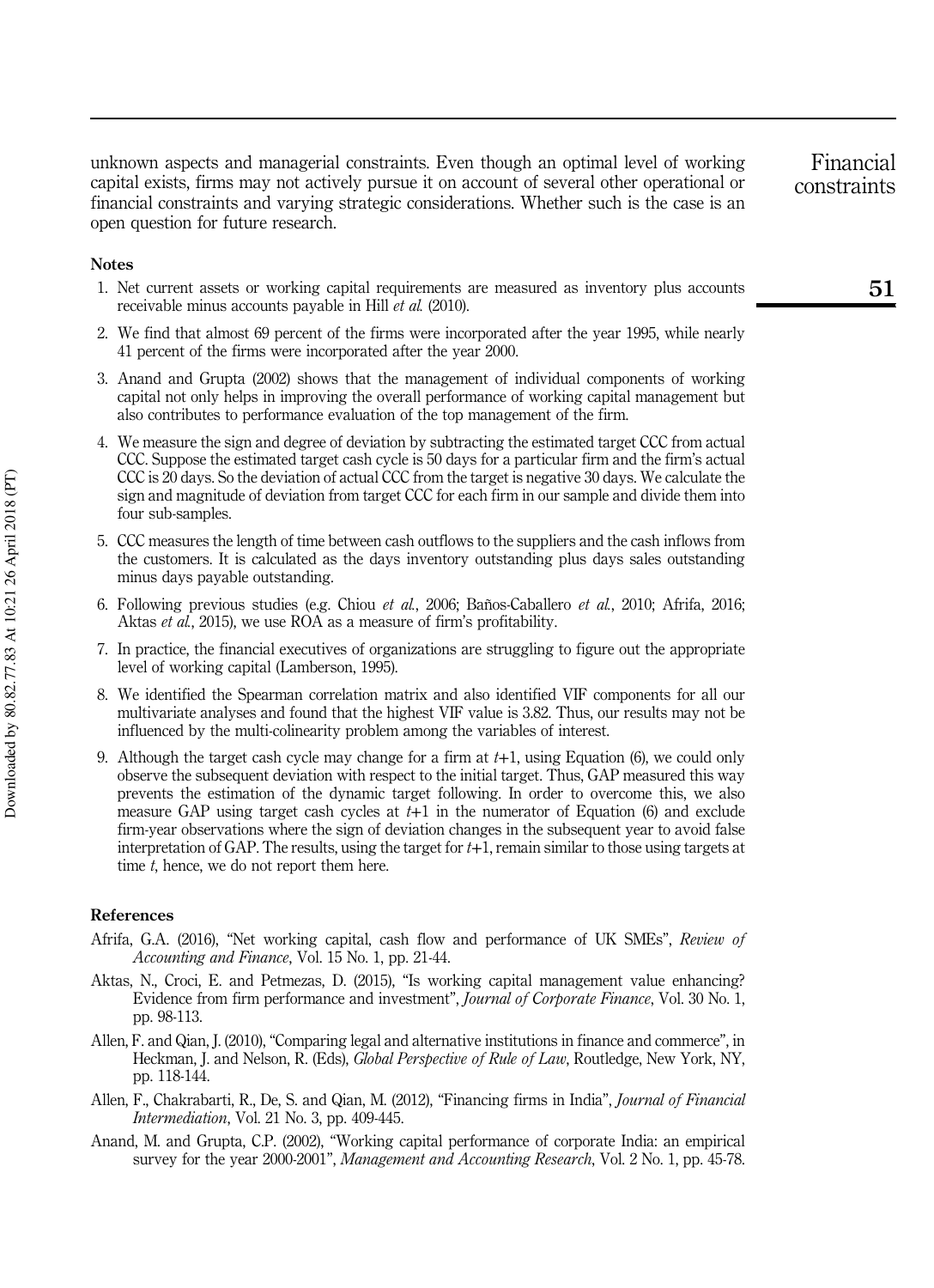unknown aspects and managerial constraints. Even though an optimal level of working capital exists, firms may not actively pursue it on account of several other operational or financial constraints and varying strategic considerations. Whether such is the case is an open question for future research.

#### Notes

1. Net current assets or working capital requirements are measured as inventory plus accounts receivable minus accounts payable in Hill *et al.* (2010).
2. We find that almost 69 percent of the firms were incorporated after the year 1995, while nearly 41 percent of the firms were incorporated after the year 2000.
3. Anand and Grupta (2002) shows that the management of individual components of working capital not only helps in improving the overall performance of working capital management but also contributes to performance evaluation of the top management of the firm.
4. We measure the sign and degree of deviation by subtracting the estimated target CCC from actual CCC. Suppose the estimated target cash cycle is 50 days for a particular firm and the firm's actual CCC is 20 days. So the deviation of actual CCC from the target is negative 30 days. We calculate the sign and magnitude of deviation from target CCC for each firm in our sample and divide them into four sub-samples.
5. CCC measures the length of time between cash outflows to the suppliers and the cash inflows from the customers. It is calculated as the days inventory outstanding plus days sales outstanding minus days payable outstanding.
6. Following previous studies (e.g. Chiou *et al.*, 2006; Baños-Caballero *et al.*, 2010; Afrifa, 2016; Aktas *et al.*, 2015), we use ROA as a measure of firm's profitability.
7. In practice, the financial executives of organizations are struggling to figure out the appropriate level of working capital (Lamberson, 1995).
8. We identified the Spearman correlation matrix and also identified VIF components for all our multivariate analyses and found that the highest VIF value is 3.82. Thus, our results may not be influenced by the multi-colinearity problem among the variables of interest.
9. Although the target cash cycle may change for a firm at $t$+1, using Equation (6), we could only observe the subsequent deviation with respect to the initial target. Thus, GAP measured this way prevents the estimation of the dynamic target following. In order to overcome this, we also measure GAP using target cash cycles at $t$+1 in the numerator of Equation (6) and exclude firm-year observations where the sign of deviation changes in the subsequent year to avoid false interpretation of GAP. The results, using the target for $t$+1, remain similar to those using targets at time $t$, hence, we do not report them here.

#### References

Afrifa, G.A. (2016), "Net working capital, cash flow and performance of UK SMEs", *Review of Accounting and Finance*, Vol. 15 No. 1, pp. 21-44.

Aktas, N., Croci, E. and Petmezas, D. (2015), "Is working capital management value enhancing? Evidence from firm performance and investment", *Journal of Corporate Finance*, Vol. 30 No. 1, pp. 98-113.

Allen, F. and Qian, J. (2010), "Comparing legal and alternative institutions in finance and commerce", in Heckman, J. and Nelson, R. (Eds), *Global Perspective of Rule of Law*, Routledge, New York, NY, pp. 118-144.

Allen, F., Chakrabarti, R., De, S. and Qian, M. (2012), "Financing firms in India", *Journal of Financial Intermediation*, Vol. 21 No. 3, pp. 409-445.

Anand, M. and Grupta, C.P. (2002), "Working capital performance of corporate India: an empirical survey for the year 2000-2001", *Management and Accounting Research*, Vol. 2 No. 1, pp. 45-78.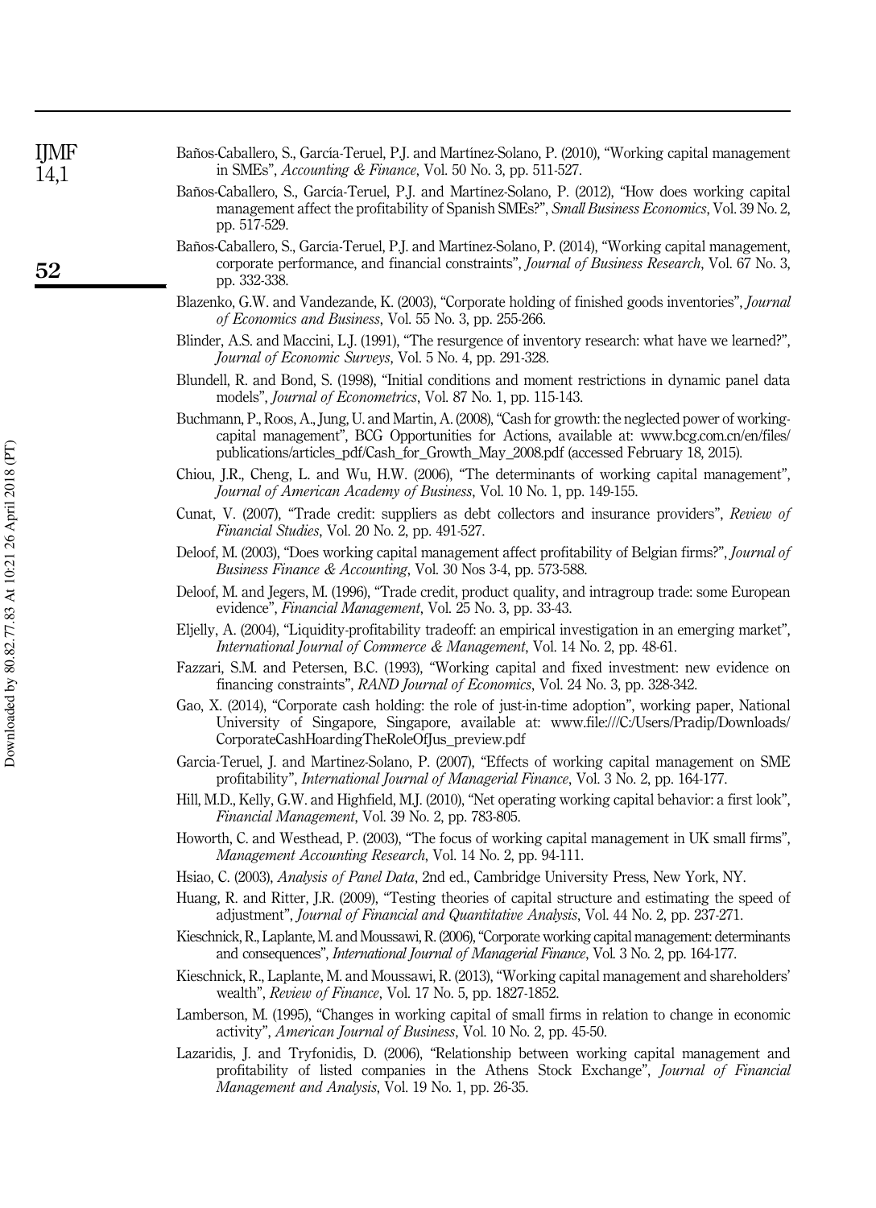Baños-Caballero, S., García-Teruel, P.J. and Martínez-Solano, P. (2010), "Working capital management in SMEs", *Accounting & Finance*, Vol. 50 No. 3, pp. 511-527.

Baños-Caballero, S., García-Teruel, P.J. and Martínez-Solano, P. (2012), "How does working capital management affect the profitability of Spanish SMEs?", *Small Business Economics*, Vol. 39 No. 2, pp. 517-529.

Baños-Caballero, S., García-Teruel, P.J. and Martínez-Solano, P. (2014), "Working capital management, corporate performance, and financial constraints", *Journal of Business Research*, Vol. 67 No. 3, pp. 332-338.

Blazenko, G.W. and Vandezande, K. (2003), "Corporate holding of finished goods inventories", *Journal of Economics and Business*, Vol. 55 No. 3, pp. 255-266.

Blinder, A.S. and Maccini, L.J. (1991), "The resurgence of inventory research: what have we learned?", *Journal of Economic Surveys*, Vol. 5 No. 4, pp. 291-328.

Blundell, R. and Bond, S. (1998), "Initial conditions and moment restrictions in dynamic panel data models", *Journal of Econometrics*, Vol. 87 No. 1, pp. 115-143.

Buchmann, P., Roos, A., Jung, U. and Martin, A. (2008), "Cash for growth: the neglected power of working-capital management", BCG Opportunities for Actions, available at: www.bcg.com.cn/en/files/publications/articles_pdf/Cash_for_Growth_May_2008.pdf (accessed February 18, 2015).

Chiou, J.R., Cheng, L. and Wu, H.W. (2006), "The determinants of working capital management", *Journal of American Academy of Business*, Vol. 10 No. 1, pp. 149-155.

Cunat, V. (2007), "Trade credit: suppliers as debt collectors and insurance providers", *Review of Financial Studies*, Vol. 20 No. 2, pp. 491-527.

Deloof, M. (2003), "Does working capital management affect profitability of Belgian firms?", *Journal of Business Finance & Accounting*, Vol. 30 Nos 3-4, pp. 573-588.

Deloof, M. and Jegers, M. (1996), "Trade credit, product quality, and intragroup trade: some European evidence", *Financial Management*, Vol. 25 No. 3, pp. 33-43.

Eljelly, A. (2004), "Liquidity-profitability tradeoff: an empirical investigation in an emerging market", *International Journal of Commerce & Management*, Vol. 14 No. 2, pp. 48-61.

Fazzari, S.M. and Petersen, B.C. (1993), "Working capital and fixed investment: new evidence on financing constraints", *RAND Journal of Economics*, Vol. 24 No. 3, pp. 328-342.

Gao, X. (2014), "Corporate cash holding: the role of just-in-time adoption", working paper, National University of Singapore, Singapore, available at: www.file:///C:/Users/Pradip/Downloads/CorporateCashHoardingTheRoleOfJus_preview.pdf

Garcia-Teruel, J. and Martinez-Solano, P. (2007), "Effects of working capital management on SME profitability", *International Journal of Managerial Finance*, Vol. 3 No. 2, pp. 164-177.

Hill, M.D., Kelly, G.W. and Highfield, M.J. (2010), "Net operating working capital behavior: a first look", *Financial Management*, Vol. 39 No. 2, pp. 783-805.

Howorth, C. and Westhead, P. (2003), "The focus of working capital management in UK small firms", *Management Accounting Research*, Vol. 14 No. 2, pp. 94-111.

Hsiao, C. (2003), *Analysis of Panel Data*, 2nd ed., Cambridge University Press, New York, NY.

Huang, R. and Ritter, J.R. (2009), "Testing theories of capital structure and estimating the speed of adjustment", *Journal of Financial and Quantitative Analysis*, Vol. 44 No. 2, pp. 237-271.

Kieschnick, R., Laplante, M. and Moussawi, R. (2006), "Corporate working capital management: determinants and consequences", *International Journal of Managerial Finance*, Vol. 3 No. 2, pp. 164-177.

Kieschnick, R., Laplante, M. and Moussawi, R. (2013), "Working capital management and shareholders' wealth", *Review of Finance*, Vol. 17 No. 5, pp. 1827-1852.

Lamberson, M. (1995), "Changes in working capital of small firms in relation to change in economic activity", *American Journal of Business*, Vol. 10 No. 2, pp. 45-50.

Lazaridis, J. and Tryfonidis, D. (2006), "Relationship between working capital management and profitability of listed companies in the Athens Stock Exchange", *Journal of Financial Management and Analysis*, Vol. 19 No. 1, pp. 26-35.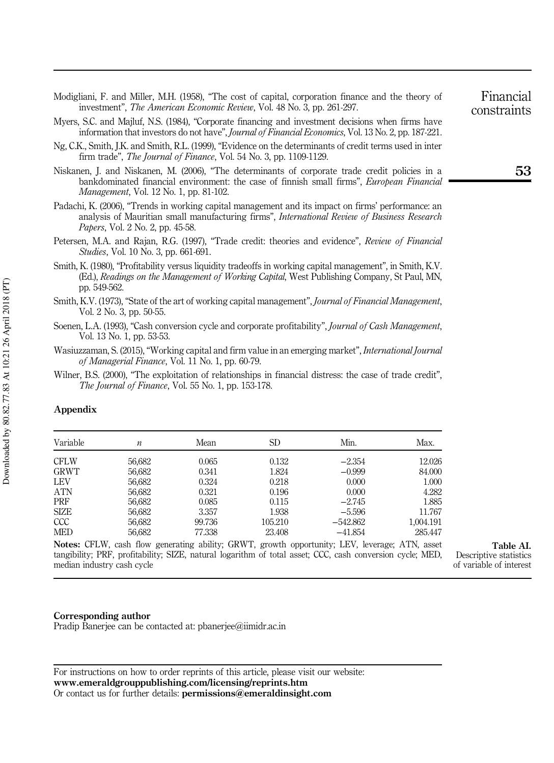Modigliani, F. and Miller, M.H. (1958), "The cost of capital, corporation finance and the theory of investment", *The American Economic Review*, Vol. 48 No. 3, pp. 261-297.

Myers, S.C. and Majluf, N.S. (1984), "Corporate financing and investment decisions when firms have information that investors do not have", *Journal of Financial Economics*, Vol. 13 No. 2, pp. 187-221.

Ng, C.K., Smith, J.K. and Smith, R.L. (1999), "Evidence on the determinants of credit terms used in inter firm trade", *The Journal of Finance*, Vol. 54 No. 3, pp. 1109-1129.

Niskanen, J. and Niskanen, M. (2006), "The determinants of corporate trade credit policies in a bankdominated financial environment: the case of finnish small firms", *European Financial Management*, Vol. 12 No. 1, pp. 81-102.

Padachi, K. (2006), "Trends in working capital management and its impact on firms' performance: an analysis of Mauritian small manufacturing firms", *International Review of Business Research Papers*, Vol. 2 No. 2, pp. 45-58.

Petersen, M.A. and Rajan, R.G. (1997), "Trade credit: theories and evidence", *Review of Financial Studies*, Vol. 10 No. 3, pp. 661-691.

Smith, K. (1980), "Profitability versus liquidity tradeoffs in working capital management", in Smith, K.V. (Ed.), *Readings on the Management of Working Capital*, West Publishing Company, St Paul, MN, pp. 549-562.

Smith, K.V. (1973), "State of the art of working capital management", *Journal of Financial Management*, Vol. 2 No. 3, pp. 50-55.

Soenen, L.A. (1993), "Cash conversion cycle and corporate profitability", *Journal of Cash Management*, Vol. 13 No. 1, pp. 53-53.

Wasiuzzaman, S. (2015), "Working capital and firm value in an emerging market", *International Journal of Managerial Finance*, Vol. 11 No. 1, pp. 60-79.

Wilner, B.S. (2000), "The exploitation of relationships in financial distress: the case of trade credit", *The Journal of Finance*, Vol. 55 No. 1, pp. 153-178.

## Appendix

| Variable | *n* | Mean | SD | Min. | Max. |
|---|---|---|---|---|---|
| CFLW | 56,682 | 0.065 | 0.132 | −2.354 | 12.026 |
| GRWT | 56,682 | 0.341 | 1.824 | −0.999 | 84.000 |
| LEV | 56,682 | 0.324 | 0.218 | 0.000 | 1.000 |
| ATN | 56,682 | 0.321 | 0.196 | 0.000 | 4.282 |
| PRF | 56,682 | 0.085 | 0.115 | −2.745 | 1.885 |
| SIZE | 56,682 | 3.357 | 1.938 | −5.596 | 11.767 |
| CCC | 56,682 | 99.736 | 105.210 | −542.862 | 1,004.191 |
| MED | 56,682 | 77.338 | 23.408 | −41.854 | 285.447 |

**Notes:** CFLW, cash flow generating ability; GRWT, growth opportunity; LEV, leverage; ATN, asset tangibility; PRF, profitability; SIZE, natural logarithm of total asset; CCC, cash conversion cycle; MED, median industry cash cycle

**Table AI.** Descriptive statistics of variable of interest

**Corresponding author**
Pradip Banerjee can be contacted at: pbanerjee@iimidr.ac.in

For instructions on how to order reprints of this article, please visit our website:
**www.emeraldgrouppublishing.com/licensing/reprints.htm**
Or contact us for further details: **permissions@emeraldinsight.com**